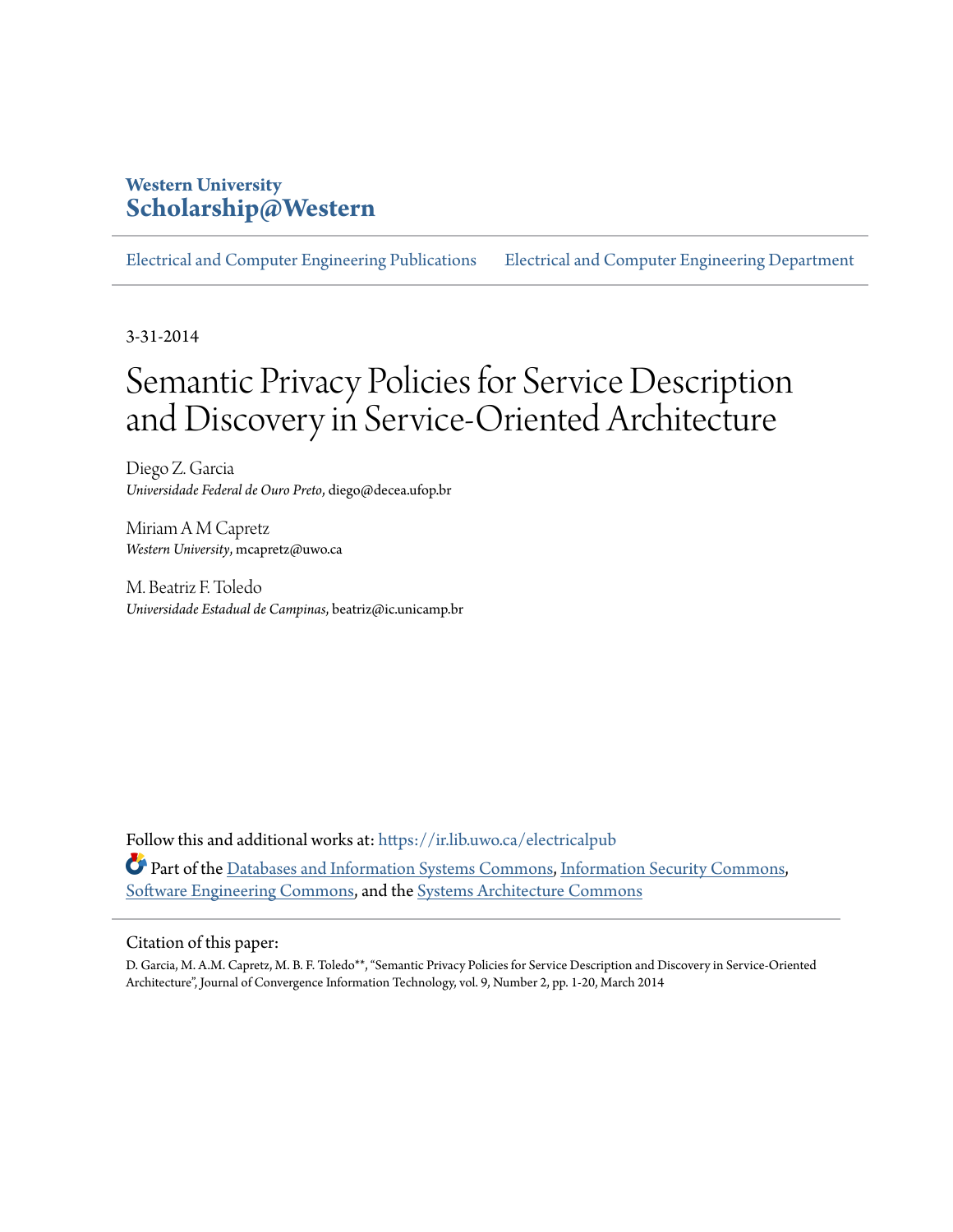Western University
**Scholarship@Western**

Electrical and Computer Engineering Publications | Electrical and Computer Engineering Department

3-31-2014

# Semantic Privacy Policies for Service Description and Discovery in Service-Oriented Architecture

Diego Z. Garcia
*Universidade Federal de Ouro Preto*, diego@decea.ufop.br

Miriam A M Capretz
*Western University*, mcapretz@uwo.ca

M. Beatriz F. Toledo
*Universidade Estadual de Campinas*, beatriz@ic.unicamp.br

Follow this and additional works at: https://ir.lib.uwo.ca/electricalpub

Part of the Databases and Information Systems Commons, Information Security Commons, Software Engineering Commons, and the Systems Architecture Commons

Citation of this paper:

D. Garcia, M. A.M. Capretz, M. B. F. Toledo**, "Semantic Privacy Policies for Service Description and Discovery in Service-Oriented Architecture", Journal of Convergence Information Technology, vol. 9, Number 2, pp. 1-20, March 2014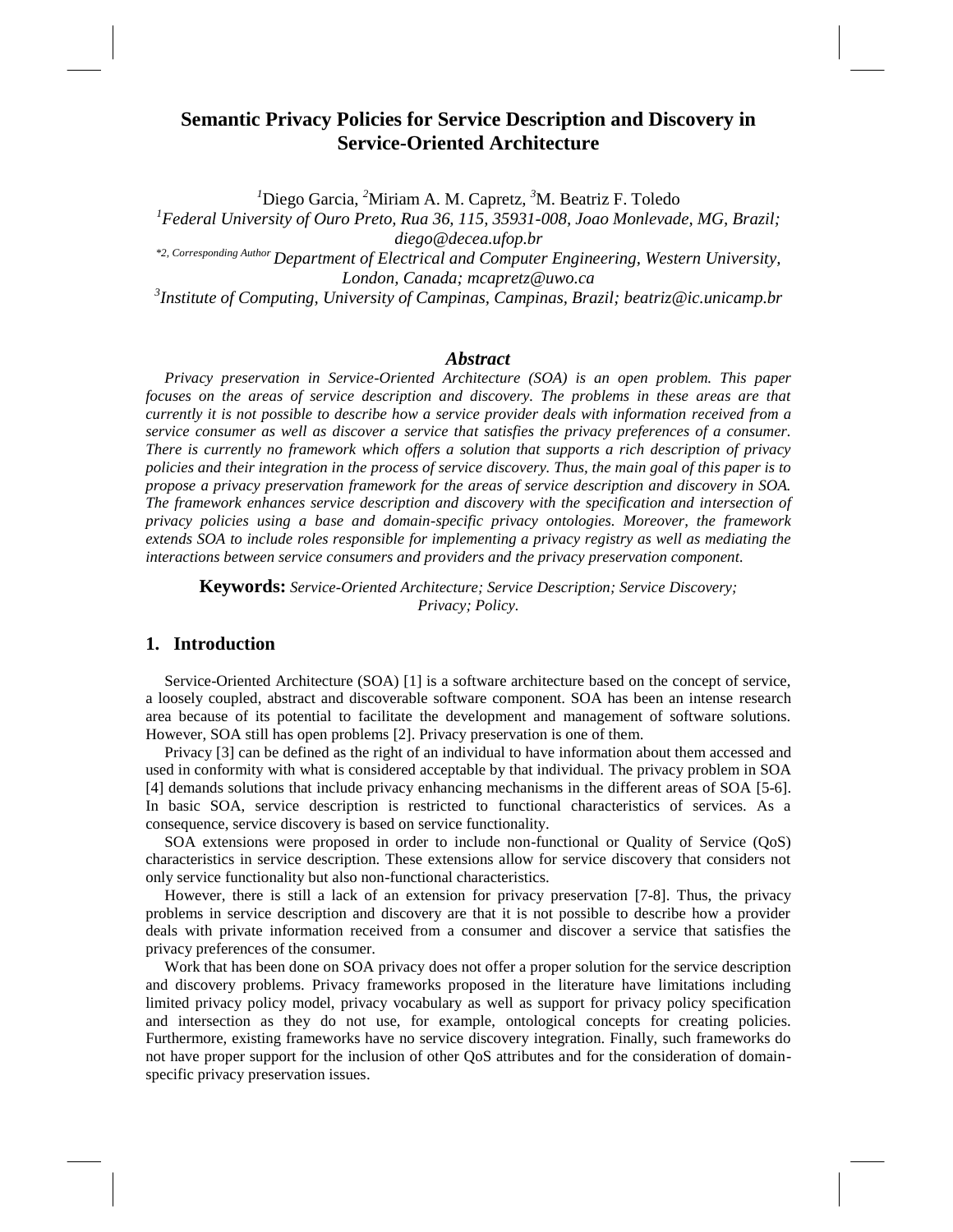# Semantic Privacy Policies for Service Description and Discovery in Service-Oriented Architecture

[1]Diego Garcia, [2]Miriam A. M. Capretz, [3]M. Beatriz F. Toledo

[1]*Federal University of Ouro Preto, Rua 36, 115, 35931-008, Joao Monlevade, MG, Brazil; diego@decea.ufop.br*

[*2, Corresponding Author] *Department of Electrical and Computer Engineering, Western University, London, Canada; mcapretz@uwo.ca*

[3]*Institute of Computing, University of Campinas, Campinas, Brazil; beatriz@ic.unicamp.br*

### *Abstract*

*Privacy preservation in Service-Oriented Architecture (SOA) is an open problem. This paper focuses on the areas of service description and discovery. The problems in these areas are that currently it is not possible to describe how a service provider deals with information received from a service consumer as well as discover a service that satisfies the privacy preferences of a consumer. There is currently no framework which offers a solution that supports a rich description of privacy policies and their integration in the process of service discovery. Thus, the main goal of this paper is to propose a privacy preservation framework for the areas of service description and discovery in SOA. The framework enhances service description and discovery with the specification and intersection of privacy policies using a base and domain-specific privacy ontologies. Moreover, the framework extends SOA to include roles responsible for implementing a privacy registry as well as mediating the interactions between service consumers and providers and the privacy preservation component.*

**Keywords:** *Service-Oriented Architecture; Service Description; Service Discovery; Privacy; Policy.*

## 1. Introduction

Service-Oriented Architecture (SOA) [1] is a software architecture based on the concept of service, a loosely coupled, abstract and discoverable software component. SOA has been an intense research area because of its potential to facilitate the development and management of software solutions. However, SOA still has open problems [2]. Privacy preservation is one of them.

Privacy [3] can be defined as the right of an individual to have information about them accessed and used in conformity with what is considered acceptable by that individual. The privacy problem in SOA [4] demands solutions that include privacy enhancing mechanisms in the different areas of SOA [5-6]. In basic SOA, service description is restricted to functional characteristics of services. As a consequence, service discovery is based on service functionality.

SOA extensions were proposed in order to include non-functional or Quality of Service (QoS) characteristics in service description. These extensions allow for service discovery that considers not only service functionality but also non-functional characteristics.

However, there is still a lack of an extension for privacy preservation [7-8]. Thus, the privacy problems in service description and discovery are that it is not possible to describe how a provider deals with private information received from a consumer and discover a service that satisfies the privacy preferences of the consumer.

Work that has been done on SOA privacy does not offer a proper solution for the service description and discovery problems. Privacy frameworks proposed in the literature have limitations including limited privacy policy model, privacy vocabulary as well as support for privacy policy specification and intersection as they do not use, for example, ontological concepts for creating policies. Furthermore, existing frameworks have no service discovery integration. Finally, such frameworks do not have proper support for the inclusion of other QoS attributes and for the consideration of domain-specific privacy preservation issues.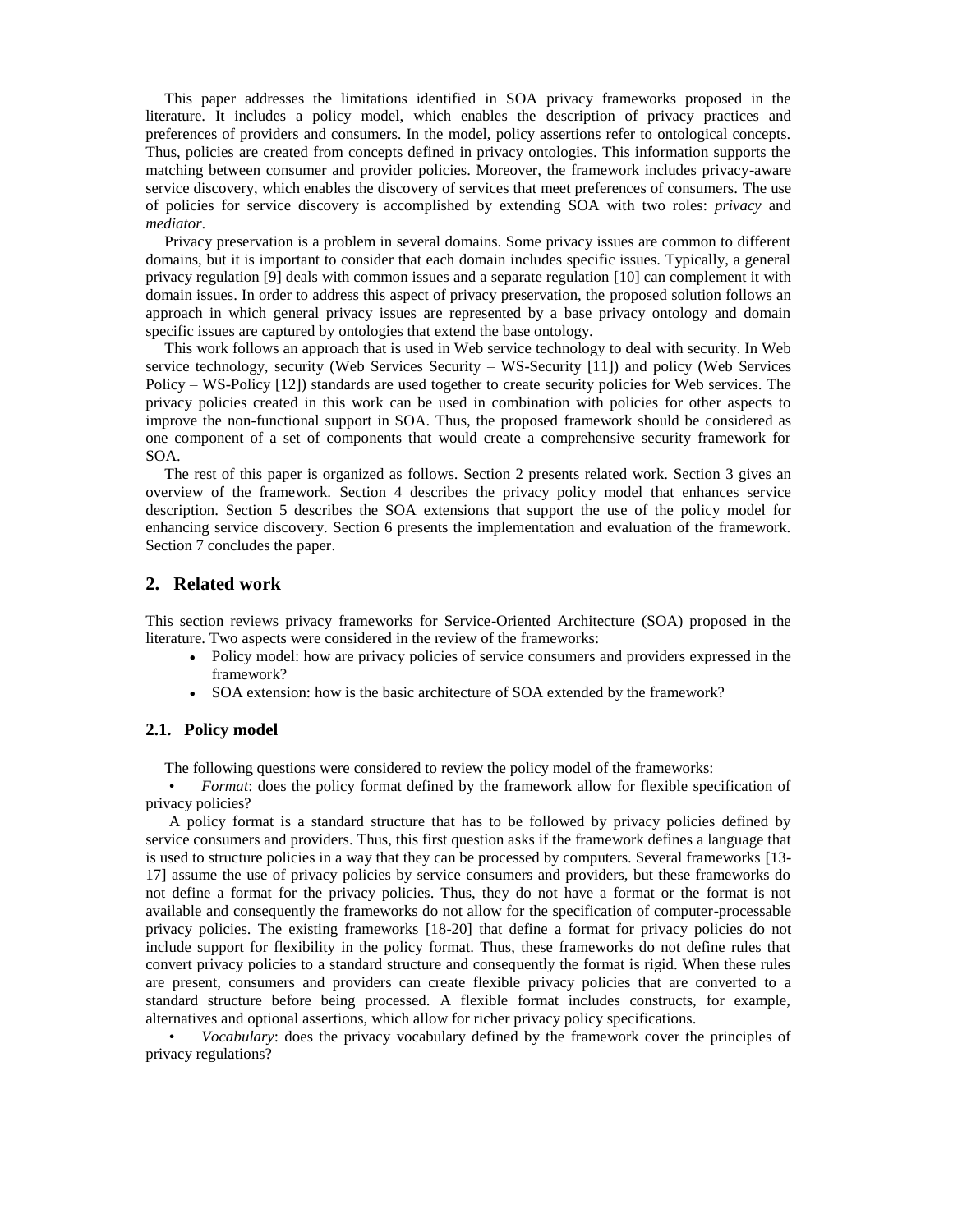This paper addresses the limitations identified in SOA privacy frameworks proposed in the literature. It includes a policy model, which enables the description of privacy practices and preferences of providers and consumers. In the model, policy assertions refer to ontological concepts. Thus, policies are created from concepts defined in privacy ontologies. This information supports the matching between consumer and provider policies. Moreover, the framework includes privacy-aware service discovery, which enables the discovery of services that meet preferences of consumers. The use of policies for service discovery is accomplished by extending SOA with two roles: *privacy* and *mediator*.

Privacy preservation is a problem in several domains. Some privacy issues are common to different domains, but it is important to consider that each domain includes specific issues. Typically, a general privacy regulation [9] deals with common issues and a separate regulation [10] can complement it with domain issues. In order to address this aspect of privacy preservation, the proposed solution follows an approach in which general privacy issues are represented by a base privacy ontology and domain specific issues are captured by ontologies that extend the base ontology.

This work follows an approach that is used in Web service technology to deal with security. In Web service technology, security (Web Services Security – WS-Security [11]) and policy (Web Services Policy – WS-Policy [12]) standards are used together to create security policies for Web services. The privacy policies created in this work can be used in combination with policies for other aspects to improve the non-functional support in SOA. Thus, the proposed framework should be considered as one component of a set of components that would create a comprehensive security framework for SOA.

The rest of this paper is organized as follows. Section 2 presents related work. Section 3 gives an overview of the framework. Section 4 describes the privacy policy model that enhances service description. Section 5 describes the SOA extensions that support the use of the policy model for enhancing service discovery. Section 6 presents the implementation and evaluation of the framework. Section 7 concludes the paper.

## 2. Related work

This section reviews privacy frameworks for Service-Oriented Architecture (SOA) proposed in the literature. Two aspects were considered in the review of the frameworks:

- Policy model: how are privacy policies of service consumers and providers expressed in the framework?
- SOA extension: how is the basic architecture of SOA extended by the framework?

### 2.1. Policy model

The following questions were considered to review the policy model of the frameworks:

- *Format*: does the policy format defined by the framework allow for flexible specification of privacy policies?

A policy format is a standard structure that has to be followed by privacy policies defined by service consumers and providers. Thus, this first question asks if the framework defines a language that is used to structure policies in a way that they can be processed by computers. Several frameworks [13-17] assume the use of privacy policies by service consumers and providers, but these frameworks do not define a format for the privacy policies. Thus, they do not have a format or the format is not available and consequently the frameworks do not allow for the specification of computer-processable privacy policies. The existing frameworks [18-20] that define a format for privacy policies do not include support for flexibility in the policy format. Thus, these frameworks do not define rules that convert privacy policies to a standard structure and consequently the format is rigid. When these rules are present, consumers and providers can create flexible privacy policies that are converted to a standard structure before being processed. A flexible format includes constructs, for example, alternatives and optional assertions, which allow for richer privacy policy specifications.

- *Vocabulary*: does the privacy vocabulary defined by the framework cover the principles of privacy regulations?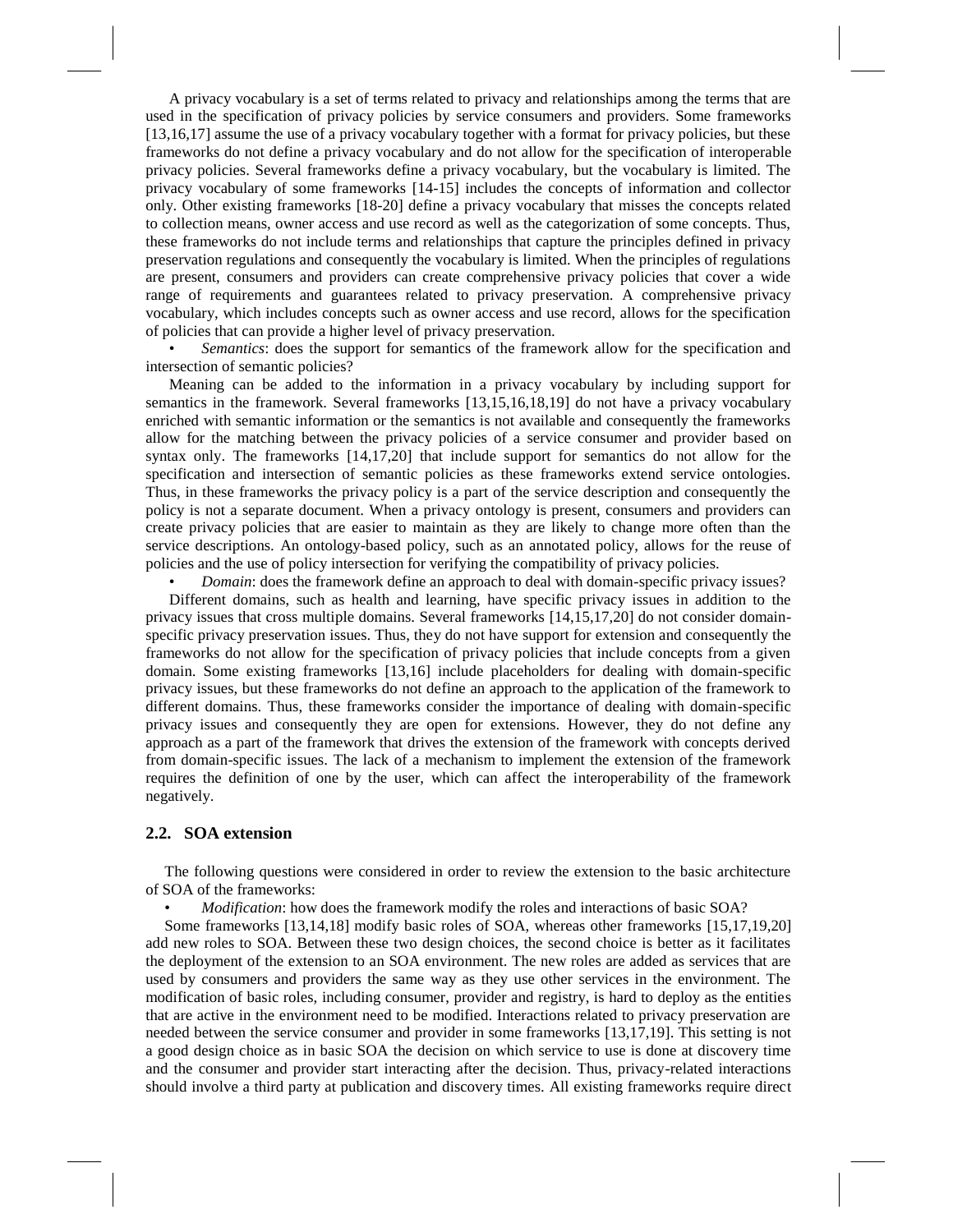A privacy vocabulary is a set of terms related to privacy and relationships among the terms that are used in the specification of privacy policies by service consumers and providers. Some frameworks [13,16,17] assume the use of a privacy vocabulary together with a format for privacy policies, but these frameworks do not define a privacy vocabulary and do not allow for the specification of interoperable privacy policies. Several frameworks define a privacy vocabulary, but the vocabulary is limited. The privacy vocabulary of some frameworks [14-15] includes the concepts of information and collector only. Other existing frameworks [18-20] define a privacy vocabulary that misses the concepts related to collection means, owner access and use record as well as the categorization of some concepts. Thus, these frameworks do not include terms and relationships that capture the principles defined in privacy preservation regulations and consequently the vocabulary is limited. When the principles of regulations are present, consumers and providers can create comprehensive privacy policies that cover a wide range of requirements and guarantees related to privacy preservation. A comprehensive privacy vocabulary, which includes concepts such as owner access and use record, allows for the specification of policies that can provide a higher level of privacy preservation.

- *Semantics*: does the support for semantics of the framework allow for the specification and intersection of semantic policies?

Meaning can be added to the information in a privacy vocabulary by including support for semantics in the framework. Several frameworks [13,15,16,18,19] do not have a privacy vocabulary enriched with semantic information or the semantics is not available and consequently the frameworks allow for the matching between the privacy policies of a service consumer and provider based on syntax only. The frameworks [14,17,20] that include support for semantics do not allow for the specification and intersection of semantic policies as these frameworks extend service ontologies. Thus, in these frameworks the privacy policy is a part of the service description and consequently the policy is not a separate document. When a privacy ontology is present, consumers and providers can create privacy policies that are easier to maintain as they are likely to change more often than the service descriptions. An ontology-based policy, such as an annotated policy, allows for the reuse of policies and the use of policy intersection for verifying the compatibility of privacy policies.

- *Domain*: does the framework define an approach to deal with domain-specific privacy issues?

Different domains, such as health and learning, have specific privacy issues in addition to the privacy issues that cross multiple domains. Several frameworks [14,15,17,20] do not consider domain-specific privacy preservation issues. Thus, they do not have support for extension and consequently the frameworks do not allow for the specification of privacy policies that include concepts from a given domain. Some existing frameworks [13,16] include placeholders for dealing with domain-specific privacy issues, but these frameworks do not define an approach to the application of the framework to different domains. Thus, these frameworks consider the importance of dealing with domain-specific privacy issues and consequently they are open for extensions. However, they do not define any approach as a part of the framework that drives the extension of the framework with concepts derived from domain-specific issues. The lack of a mechanism to implement the extension of the framework requires the definition of one by the user, which can affect the interoperability of the framework negatively.

### 2.2. SOA extension

The following questions were considered in order to review the extension to the basic architecture of SOA of the frameworks:

- *Modification*: how does the framework modify the roles and interactions of basic SOA?

Some frameworks [13,14,18] modify basic roles of SOA, whereas other frameworks [15,17,19,20] add new roles to SOA. Between these two design choices, the second choice is better as it facilitates the deployment of the extension to an SOA environment. The new roles are added as services that are used by consumers and providers the same way as they use other services in the environment. The modification of basic roles, including consumer, provider and registry, is hard to deploy as the entities that are active in the environment need to be modified. Interactions related to privacy preservation are needed between the service consumer and provider in some frameworks [13,17,19]. This setting is not a good design choice as in basic SOA the decision on which service to use is done at discovery time and the consumer and provider start interacting after the decision. Thus, privacy-related interactions should involve a third party at publication and discovery times. All existing frameworks require direct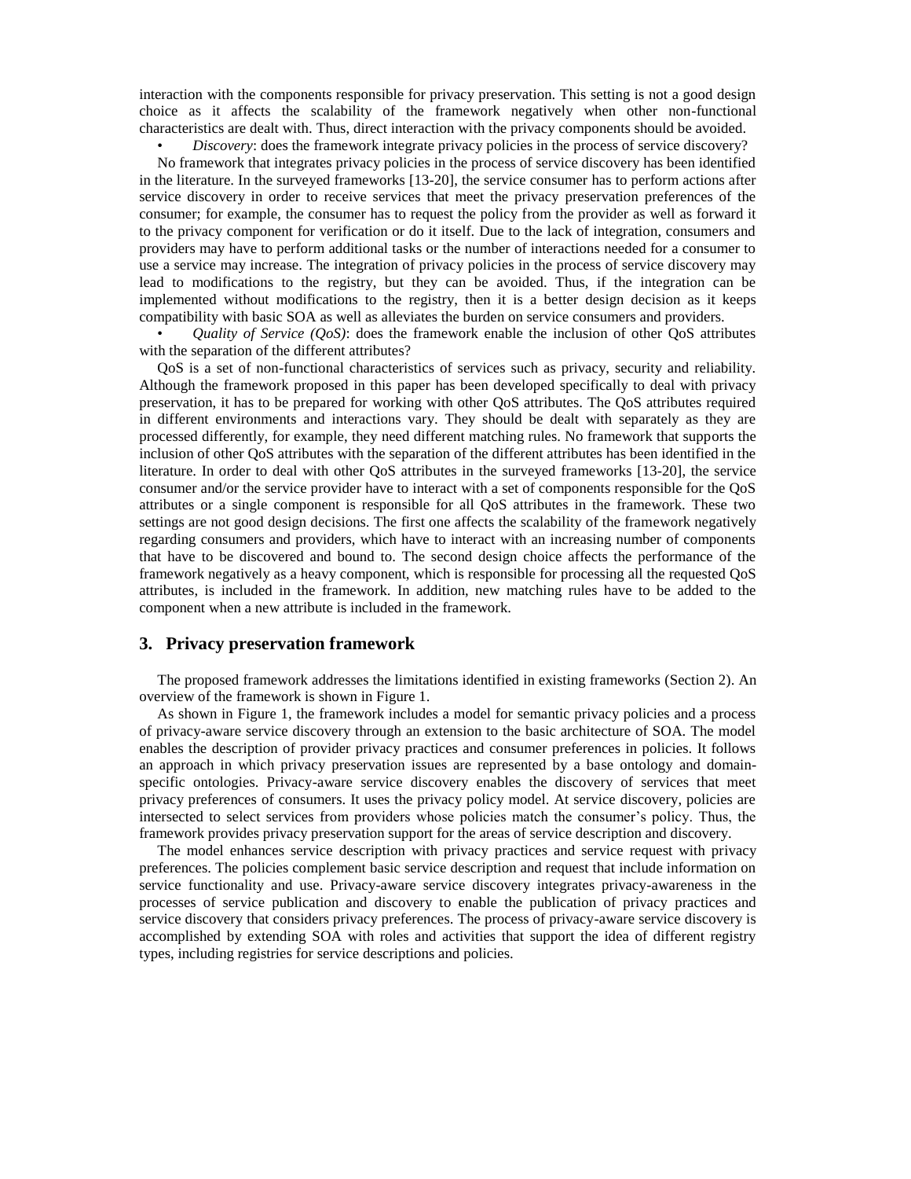interaction with the components responsible for privacy preservation. This setting is not a good design choice as it affects the scalability of the framework negatively when other non-functional characteristics are dealt with. Thus, direct interaction with the privacy components should be avoided.

- *Discovery*: does the framework integrate privacy policies in the process of service discovery?

No framework that integrates privacy policies in the process of service discovery has been identified in the literature. In the surveyed frameworks [13-20], the service consumer has to perform actions after service discovery in order to receive services that meet the privacy preservation preferences of the consumer; for example, the consumer has to request the policy from the provider as well as forward it to the privacy component for verification or do it itself. Due to the lack of integration, consumers and providers may have to perform additional tasks or the number of interactions needed for a consumer to use a service may increase. The integration of privacy policies in the process of service discovery may lead to modifications to the registry, but they can be avoided. Thus, if the integration can be implemented without modifications to the registry, then it is a better design decision as it keeps compatibility with basic SOA as well as alleviates the burden on service consumers and providers.

- *Quality of Service (QoS)*: does the framework enable the inclusion of other QoS attributes with the separation of the different attributes?

QoS is a set of non-functional characteristics of services such as privacy, security and reliability. Although the framework proposed in this paper has been developed specifically to deal with privacy preservation, it has to be prepared for working with other QoS attributes. The QoS attributes required in different environments and interactions vary. They should be dealt with separately as they are processed differently, for example, they need different matching rules. No framework that supports the inclusion of other QoS attributes with the separation of the different attributes has been identified in the literature. In order to deal with other QoS attributes in the surveyed frameworks [13-20], the service consumer and/or the service provider have to interact with a set of components responsible for the QoS attributes or a single component is responsible for all QoS attributes in the framework. These two settings are not good design decisions. The first one affects the scalability of the framework negatively regarding consumers and providers, which have to interact with an increasing number of components that have to be discovered and bound to. The second design choice affects the performance of the framework negatively as a heavy component, which is responsible for processing all the requested QoS attributes, is included in the framework. In addition, new matching rules have to be added to the component when a new attribute is included in the framework.

## 3. Privacy preservation framework

The proposed framework addresses the limitations identified in existing frameworks (Section 2). An overview of the framework is shown in Figure 1.

As shown in Figure 1, the framework includes a model for semantic privacy policies and a process of privacy-aware service discovery through an extension to the basic architecture of SOA. The model enables the description of provider privacy practices and consumer preferences in policies. It follows an approach in which privacy preservation issues are represented by a base ontology and domain-specific ontologies. Privacy-aware service discovery enables the discovery of services that meet privacy preferences of consumers. It uses the privacy policy model. At service discovery, policies are intersected to select services from providers whose policies match the consumer's policy. Thus, the framework provides privacy preservation support for the areas of service description and discovery.

The model enhances service description with privacy practices and service request with privacy preferences. The policies complement basic service description and request that include information on service functionality and use. Privacy-aware service discovery integrates privacy-awareness in the processes of service publication and discovery to enable the publication of privacy practices and service discovery that considers privacy preferences. The process of privacy-aware service discovery is accomplished by extending SOA with roles and activities that support the idea of different registry types, including registries for service descriptions and policies.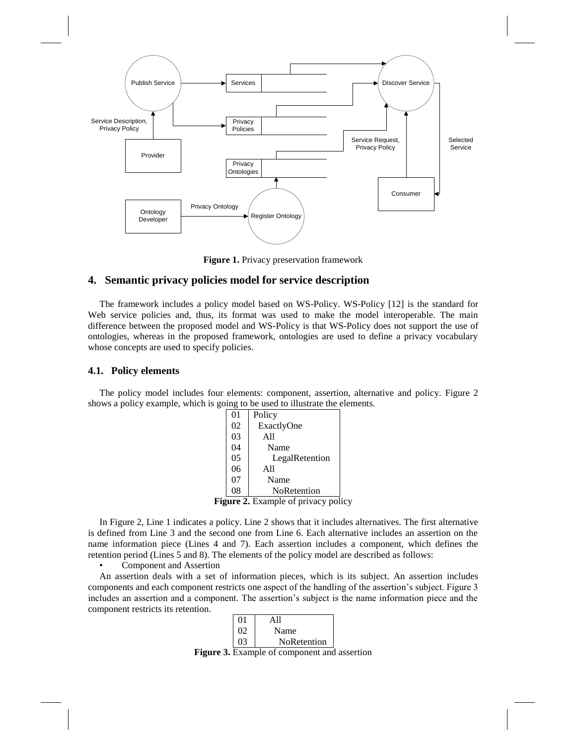Figure 1. Privacy preservation framework

## 4. Semantic privacy policies model for service description

The framework includes a policy model based on WS-Policy. WS-Policy [12] is the standard for Web service policies and, thus, its format was used to make the model interoperable. The main difference between the proposed model and WS-Policy is that WS-Policy does not support the use of ontologies, whereas in the proposed framework, ontologies are used to define a privacy vocabulary whose concepts are used to specify policies.

### 4.1. Policy elements

The policy model includes four elements: component, assertion, alternative and policy. Figure 2 shows a policy example, which is going to be used to illustrate the elements.

```
01 | Policy
02 |   ExactlyOne
03 |     All
04 |       Name
05 |         LegalRetention
06 |     All
07 |       Name
08 |         NoRetention
```

**Figure 2.** Example of privacy policy

In Figure 2, Line 1 indicates a policy. Line 2 shows that it includes alternatives. The first alternative is defined from Line 3 and the second one from Line 6. Each alternative includes an assertion on the name information piece (Lines 4 and 7). Each assertion includes a component, which defines the retention period (Lines 5 and 8). The elements of the policy model are described as follows:

- Component and Assertion

An assertion deals with a set of information pieces, which is its subject. An assertion includes components and each component restricts one aspect of the handling of the assertion's subject. Figure 3 includes an assertion and a component. The assertion's subject is the name information piece and the component restricts its retention.

```
01 | All
02 |   Name
03 |     NoRetention
```

**Figure 3.** Example of component and assertion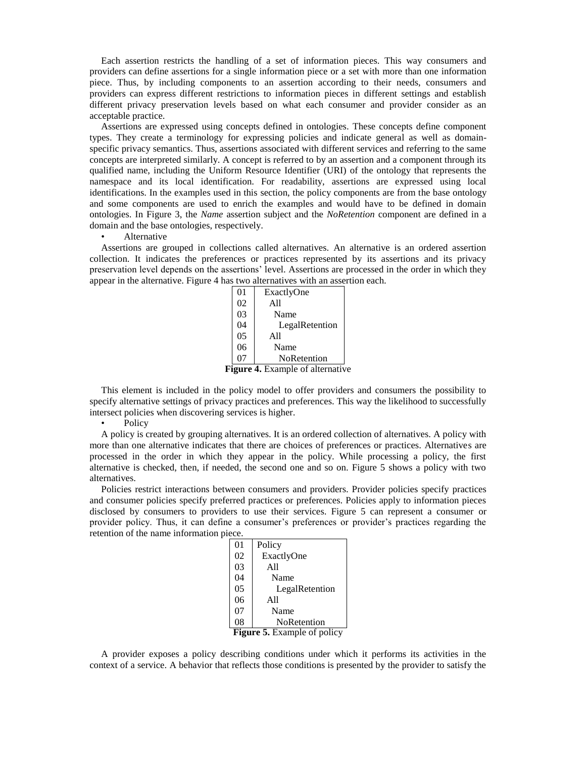Each assertion restricts the handling of a set of information pieces. This way consumers and providers can define assertions for a single information piece or a set with more than one information piece. Thus, by including components to an assertion according to their needs, consumers and providers can express different restrictions to information pieces in different settings and establish different privacy preservation levels based on what each consumer and provider consider as an acceptable practice.

Assertions are expressed using concepts defined in ontologies. These concepts define component types. They create a terminology for expressing policies and indicate general as well as domain-specific privacy semantics. Thus, assertions associated with different services and referring to the same concepts are interpreted similarly. A concept is referred to by an assertion and a component through its qualified name, including the Uniform Resource Identifier (URI) of the ontology that represents the namespace and its local identification. For readability, assertions are expressed using local identifications. In the examples used in this section, the policy components are from the base ontology and some components are used to enrich the examples and would have to be defined in domain ontologies. In Figure 3, the *Name* assertion subject and the *NoRetention* component are defined in a domain and the base ontologies, respectively.

- Alternative

Assertions are grouped in collections called alternatives. An alternative is an ordered assertion collection. It indicates the preferences or practices represented by its assertions and its privacy preservation level depends on the assertions' level. Assertions are processed in the order in which they appear in the alternative. Figure 4 has two alternatives with an assertion each.

```
01  ExactlyOne
02    All
03      Name
04        LegalRetention
05    All
06      Name
07        NoRetention
```

**Figure 4.** Example of alternative

This element is included in the policy model to offer providers and consumers the possibility to specify alternative settings of privacy practices and preferences. This way the likelihood to successfully intersect policies when discovering services is higher.

- Policy

A policy is created by grouping alternatives. It is an ordered collection of alternatives. A policy with more than one alternative indicates that there are choices of preferences or practices. Alternatives are processed in the order in which they appear in the policy. While processing a policy, the first alternative is checked, then, if needed, the second one and so on. Figure 5 shows a policy with two alternatives.

Policies restrict interactions between consumers and providers. Provider policies specify practices and consumer policies specify preferred practices or preferences. Policies apply to information pieces disclosed by consumers to providers to use their services. Figure 5 can represent a consumer or provider policy. Thus, it can define a consumer's preferences or provider's practices regarding the retention of the name information piece.

```
01  Policy
02    ExactlyOne
03      All
04        Name
05          LegalRetention
06      All
07        Name
08          NoRetention
```

**Figure 5.** Example of policy

A provider exposes a policy describing conditions under which it performs its activities in the context of a service. A behavior that reflects those conditions is presented by the provider to satisfy the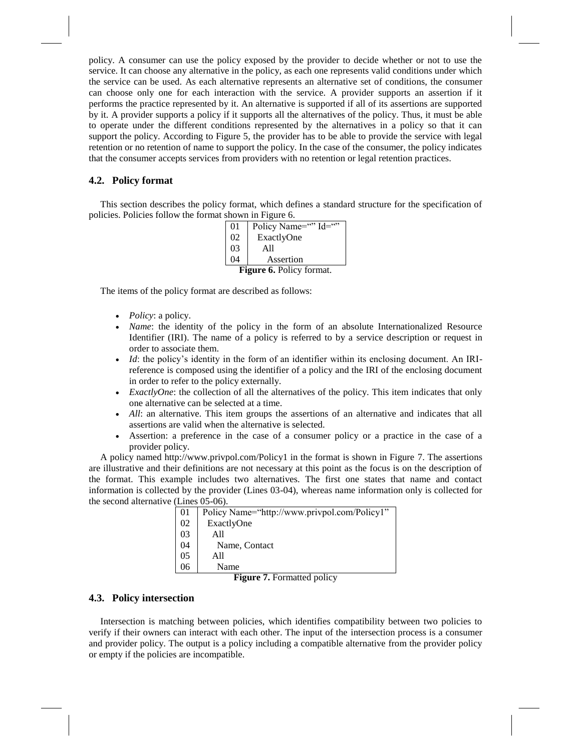policy. A consumer can use the policy exposed by the provider to decide whether or not to use the service. It can choose any alternative in the policy, as each one represents valid conditions under which the service can be used. As each alternative represents an alternative set of conditions, the consumer can choose only one for each interaction with the service. A provider supports an assertion if it performs the practice represented by it. An alternative is supported if all of its assertions are supported by it. A provider supports a policy if it supports all the alternatives of the policy. Thus, it must be able to operate under the different conditions represented by the alternatives in a policy so that it can support the policy. According to Figure 5, the provider has to be able to provide the service with legal retention or no retention of name to support the policy. In the case of the consumer, the policy indicates that the consumer accepts services from providers with no retention or legal retention practices.

## 4.2. Policy format

This section describes the policy format, which defines a standard structure for the specification of policies. Policies follow the format shown in Figure 6.

```
01  Policy Name="" Id=""
02    ExactlyOne
03      All
04        Assertion
```

**Figure 6.** Policy format.

The items of the policy format are described as follows:

- *Policy*: a policy.
- *Name*: the identity of the policy in the form of an absolute Internationalized Resource Identifier (IRI). The name of a policy is referred to by a service description or request in order to associate them.
- *Id*: the policy's identity in the form of an identifier within its enclosing document. An IRI-reference is composed using the identifier of a policy and the IRI of the enclosing document in order to refer to the policy externally.
- *ExactlyOne*: the collection of all the alternatives of the policy. This item indicates that only one alternative can be selected at a time.
- *All*: an alternative. This item groups the assertions of an alternative and indicates that all assertions are valid when the alternative is selected.
- Assertion: a preference in the case of a consumer policy or a practice in the case of a provider policy.

A policy named http://www.privpol.com/Policy1 in the format is shown in Figure 7. The assertions are illustrative and their definitions are not necessary at this point as the focus is on the description of the format. This example includes two alternatives. The first one states that name and contact information is collected by the provider (Lines 03-04), whereas name information only is collected for the second alternative (Lines 05-06).

```
01  Policy Name="http://www.privpol.com/Policy1"
02    ExactlyOne
03      All
04        Name, Contact
05      All
06        Name
```

**Figure 7.** Formatted policy

## 4.3. Policy intersection

Intersection is matching between policies, which identifies compatibility between two policies to verify if their owners can interact with each other. The input of the intersection process is a consumer and provider policy. The output is a policy including a compatible alternative from the provider policy or empty if the policies are incompatible.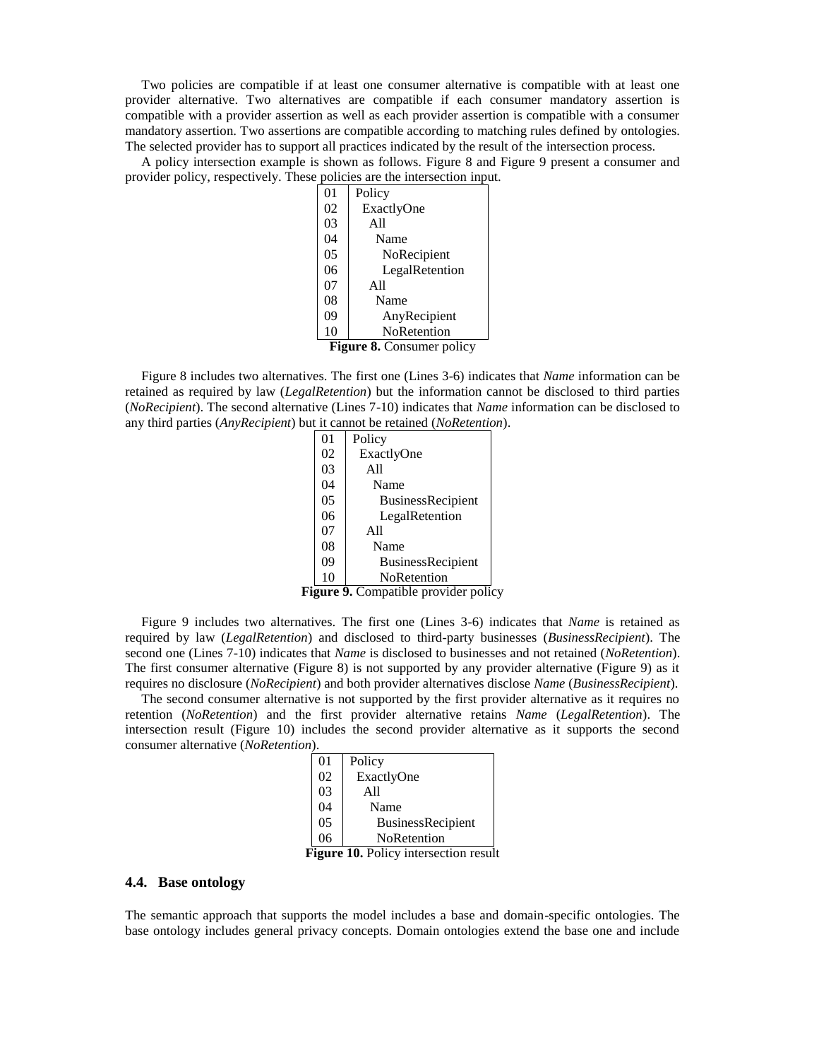Two policies are compatible if at least one consumer alternative is compatible with at least one provider alternative. Two alternatives are compatible if each consumer mandatory assertion is compatible with a provider assertion as well as each provider assertion is compatible with a consumer mandatory assertion. Two assertions are compatible according to matching rules defined by ontologies. The selected provider has to support all practices indicated by the result of the intersection process.

A policy intersection example is shown as follows. Figure 8 and Figure 9 present a consumer and provider policy, respectively. These policies are the intersection input.

```
01  Policy
02    ExactlyOne
03      All
04        Name
05          NoRecipient
06          LegalRetention
07      All
08        Name
09          AnyRecipient
10          NoRetention
```

**Figure 8.** Consumer policy

Figure 8 includes two alternatives. The first one (Lines 3-6) indicates that *Name* information can be retained as required by law (*LegalRetention*) but the information cannot be disclosed to third parties (*NoRecipient*). The second alternative (Lines 7-10) indicates that *Name* information can be disclosed to any third parties (*AnyRecipient*) but it cannot be retained (*NoRetention*).

```
01  Policy
02    ExactlyOne
03      All
04        Name
05          BusinessRecipient
06          LegalRetention
07      All
08        Name
09          BusinessRecipient
10          NoRetention
```

**Figure 9.** Compatible provider policy

Figure 9 includes two alternatives. The first one (Lines 3-6) indicates that *Name* is retained as required by law (*LegalRetention*) and disclosed to third-party businesses (*BusinessRecipient*). The second one (Lines 7-10) indicates that *Name* is disclosed to businesses and not retained (*NoRetention*). The first consumer alternative (Figure 8) is not supported by any provider alternative (Figure 9) as it requires no disclosure (*NoRecipient*) and both provider alternatives disclose *Name* (*BusinessRecipient*).

The second consumer alternative is not supported by the first provider alternative as it requires no retention (*NoRetention*) and the first provider alternative retains *Name* (*LegalRetention*). The intersection result (Figure 10) includes the second provider alternative as it supports the second consumer alternative (*NoRetention*).

```
01  Policy
02    ExactlyOne
03      All
04        Name
05          BusinessRecipient
06          NoRetention
```

**Figure 10.** Policy intersection result

### 4.4. Base ontology

The semantic approach that supports the model includes a base and domain-specific ontologies. The base ontology includes general privacy concepts. Domain ontologies extend the base one and include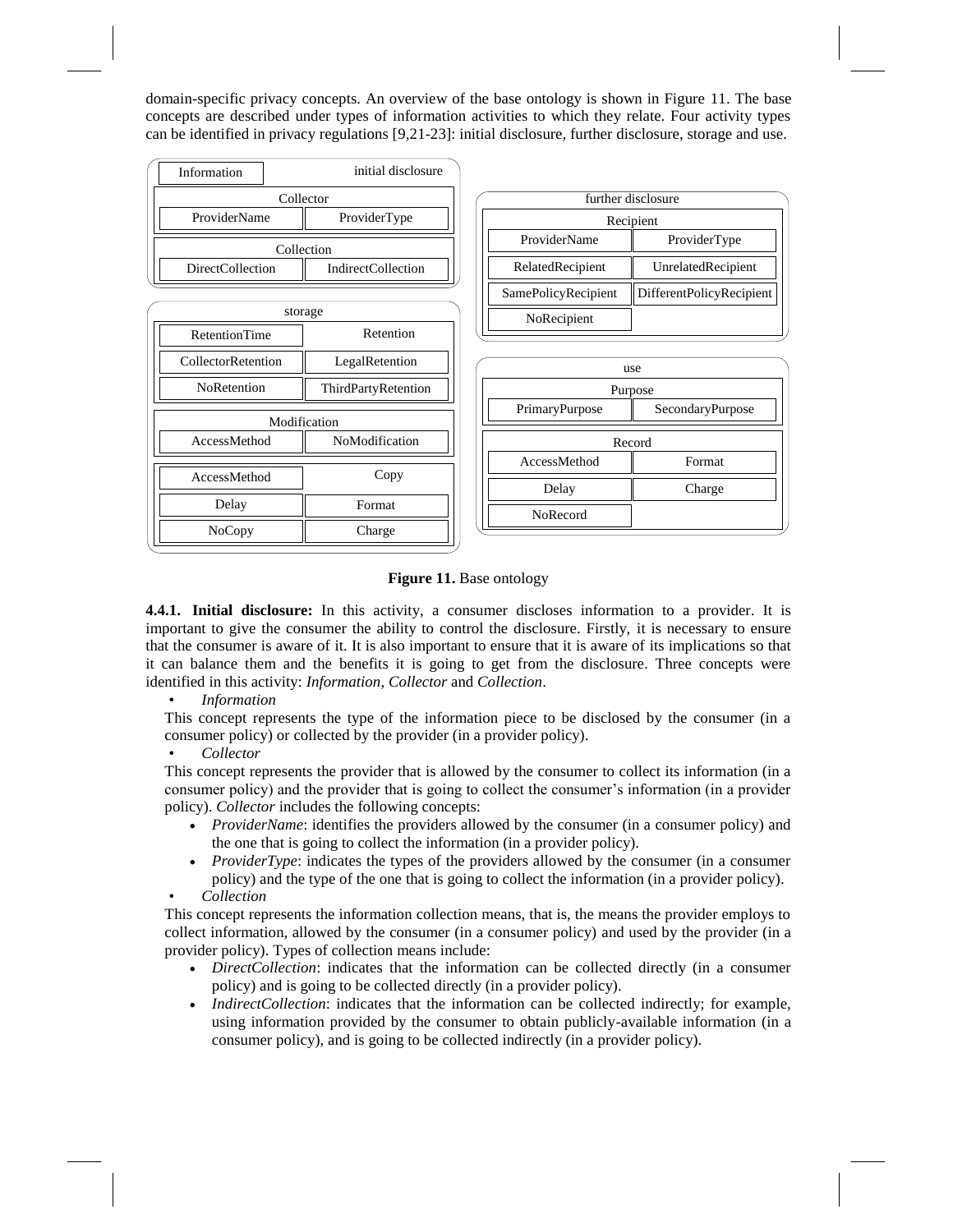domain-specific privacy concepts. An overview of the base ontology is shown in Figure 11. The base concepts are described under types of information activities to which they relate. Four activity types can be identified in privacy regulations [9,21-23]: initial disclosure, further disclosure, storage and use.

| initial disclosure | |
|---|---|
| Information | |
| **Collector** | |
| ProviderName | ProviderType |
| **Collection** | |
| DirectCollection | IndirectCollection |

| storage | |
|---|---|
| RetentionTime | **Retention** |
| CollectorRetention | LegalRetention |
| NoRetention | ThirdPartyRetention |
| **Modification** | |
| AccessMethod | NoModification |
| AccessMethod | **Copy** |
| Delay | Format |
| NoCopy | Charge |

| further disclosure | |
|---|---|
| **Recipient** | |
| ProviderName | ProviderType |
| RelatedRecipient | UnrelatedRecipient |
| SamePolicyRecipient | DifferentPolicyRecipient |
| NoRecipient | |

| use | |
|---|---|
| **Purpose** | |
| PrimaryPurpose | SecondaryPurpose |
| **Record** | |
| AccessMethod | Format |
| Delay | Charge |
| NoRecord | |

**Figure 11.** Base ontology

**4.4.1. Initial disclosure:** In this activity, a consumer discloses information to a provider. It is important to give the consumer the ability to control the disclosure. Firstly, it is necessary to ensure that the consumer is aware of it. It is also important to ensure that it is aware of its implications so that it can balance them and the benefits it is going to get from the disclosure. Three concepts were identified in this activity: *Information*, *Collector* and *Collection*.

- *Information*

This concept represents the type of the information piece to be disclosed by the consumer (in a consumer policy) or collected by the provider (in a provider policy).

- *Collector*

This concept represents the provider that is allowed by the consumer to collect its information (in a consumer policy) and the provider that is going to collect the consumer's information (in a provider policy). *Collector* includes the following concepts:

- *ProviderName*: identifies the providers allowed by the consumer (in a consumer policy) and the one that is going to collect the information (in a provider policy).
- *ProviderType*: indicates the types of the providers allowed by the consumer (in a consumer policy) and the type of the one that is going to collect the information (in a provider policy).

- *Collection*

This concept represents the information collection means, that is, the means the provider employs to collect information, allowed by the consumer (in a consumer policy) and used by the provider (in a provider policy). Types of collection means include:

- *DirectCollection*: indicates that the information can be collected directly (in a consumer policy) and is going to be collected directly (in a provider policy).
- *IndirectCollection*: indicates that the information can be collected indirectly; for example, using information provided by the consumer to obtain publicly-available information (in a consumer policy), and is going to be collected indirectly (in a provider policy).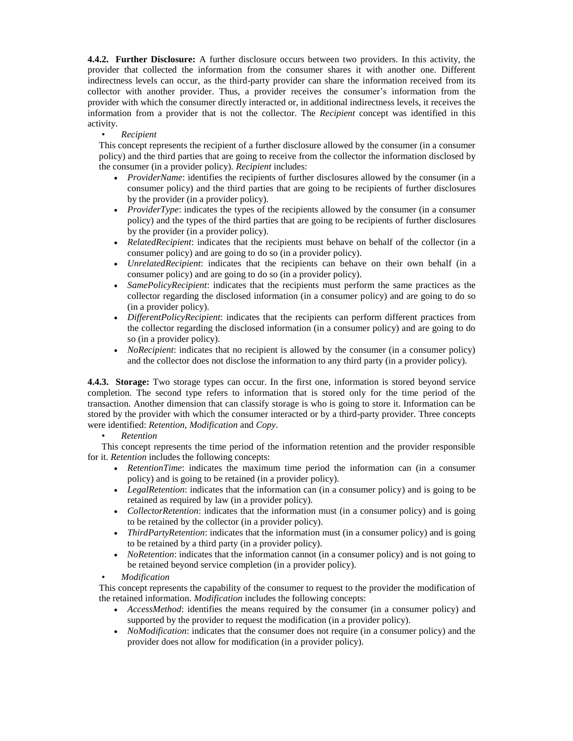**4.4.2. Further Disclosure:** A further disclosure occurs between two providers. In this activity, the provider that collected the information from the consumer shares it with another one. Different indirectness levels can occur, as the third-party provider can share the information received from its collector with another provider. Thus, a provider receives the consumer's information from the provider with which the consumer directly interacted or, in additional indirectness levels, it receives the information from a provider that is not the collector. The *Recipient* concept was identified in this activity.

- *Recipient*

This concept represents the recipient of a further disclosure allowed by the consumer (in a consumer policy) and the third parties that are going to receive from the collector the information disclosed by the consumer (in a provider policy). *Recipient* includes:

- *ProviderName*: identifies the recipients of further disclosures allowed by the consumer (in a consumer policy) and the third parties that are going to be recipients of further disclosures by the provider (in a provider policy).
- *ProviderType*: indicates the types of the recipients allowed by the consumer (in a consumer policy) and the types of the third parties that are going to be recipients of further disclosures by the provider (in a provider policy).
- *RelatedRecipient*: indicates that the recipients must behave on behalf of the collector (in a consumer policy) and are going to do so (in a provider policy).
- *UnrelatedRecipient*: indicates that the recipients can behave on their own behalf (in a consumer policy) and are going to do so (in a provider policy).
- *SamePolicyRecipient*: indicates that the recipients must perform the same practices as the collector regarding the disclosed information (in a consumer policy) and are going to do so (in a provider policy).
- *DifferentPolicyRecipient*: indicates that the recipients can perform different practices from the collector regarding the disclosed information (in a consumer policy) and are going to do so (in a provider policy).
- *NoRecipient*: indicates that no recipient is allowed by the consumer (in a consumer policy) and the collector does not disclose the information to any third party (in a provider policy).

**4.4.3. Storage:** Two storage types can occur. In the first one, information is stored beyond service completion. The second type refers to information that is stored only for the time period of the transaction. Another dimension that can classify storage is who is going to store it. Information can be stored by the provider with which the consumer interacted or by a third-party provider. Three concepts were identified: *Retention*, *Modification* and *Copy*.

- *Retention*

This concept represents the time period of the information retention and the provider responsible for it. *Retention* includes the following concepts:

- *RetentionTime*: indicates the maximum time period the information can (in a consumer policy) and is going to be retained (in a provider policy).
- *LegalRetention*: indicates that the information can (in a consumer policy) and is going to be retained as required by law (in a provider policy).
- *CollectorRetention*: indicates that the information must (in a consumer policy) and is going to be retained by the collector (in a provider policy).
- *ThirdPartyRetention*: indicates that the information must (in a consumer policy) and is going to be retained by a third party (in a provider policy).
- *NoRetention*: indicates that the information cannot (in a consumer policy) and is not going to be retained beyond service completion (in a provider policy).

- *Modification*

This concept represents the capability of the consumer to request to the provider the modification of the retained information. *Modification* includes the following concepts:

- *AccessMethod*: identifies the means required by the consumer (in a consumer policy) and supported by the provider to request the modification (in a provider policy).
- *NoModification*: indicates that the consumer does not require (in a consumer policy) and the provider does not allow for modification (in a provider policy).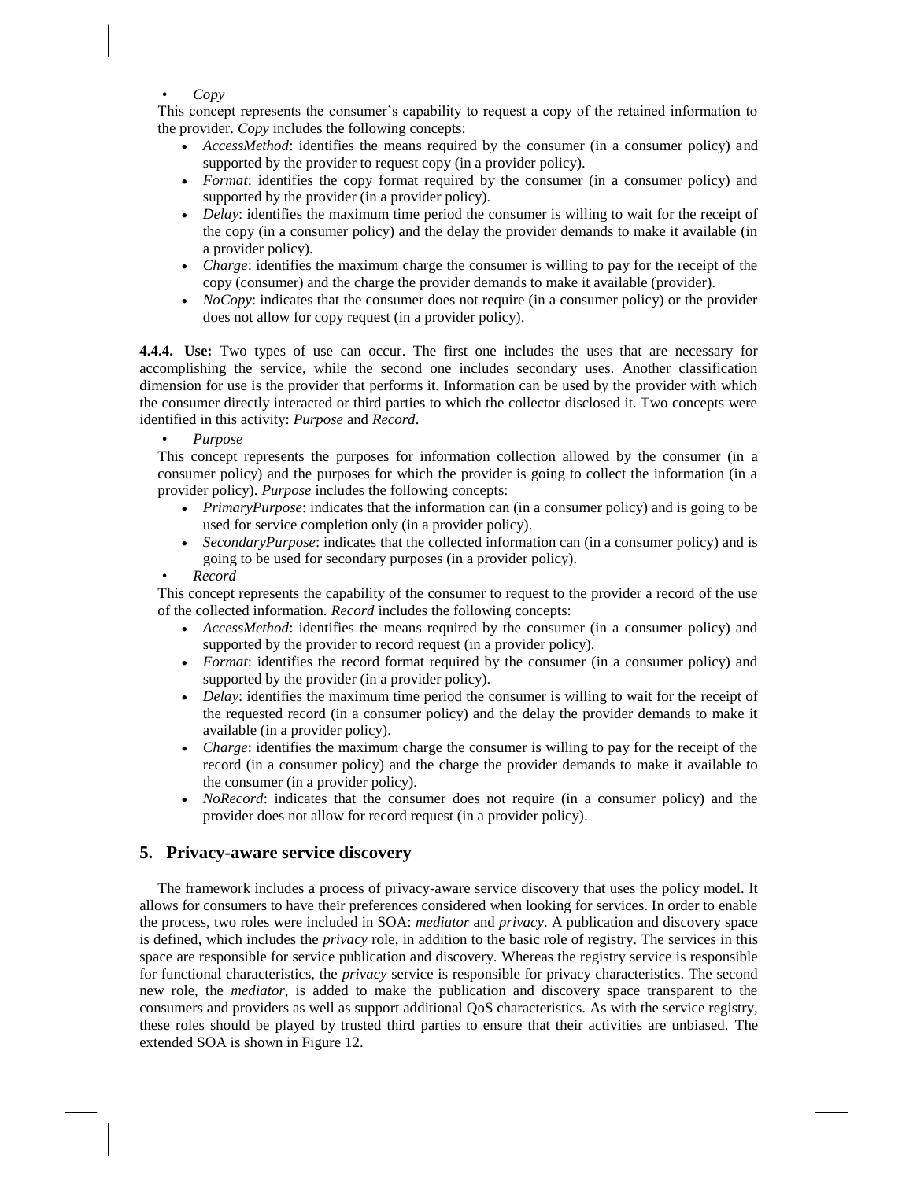- *Copy*

This concept represents the consumer's capability to request a copy of the retained information to the provider. *Copy* includes the following concepts:

- *AccessMethod*: identifies the means required by the consumer (in a consumer policy) and supported by the provider to request copy (in a provider policy).
- *Format*: identifies the copy format required by the consumer (in a consumer policy) and supported by the provider (in a provider policy).
- *Delay*: identifies the maximum time period the consumer is willing to wait for the receipt of the copy (in a consumer policy) and the delay the provider demands to make it available (in a provider policy).
- *Charge*: identifies the maximum charge the consumer is willing to pay for the receipt of the copy (consumer) and the charge the provider demands to make it available (provider).
- *NoCopy*: indicates that the consumer does not require (in a consumer policy) or the provider does not allow for copy request (in a provider policy).

**4.4.4. Use:** Two types of use can occur. The first one includes the uses that are necessary for accomplishing the service, while the second one includes secondary uses. Another classification dimension for use is the provider that performs it. Information can be used by the provider with which the consumer directly interacted or third parties to which the collector disclosed it. Two concepts were identified in this activity: *Purpose* and *Record*.

- *Purpose*

This concept represents the purposes for information collection allowed by the consumer (in a consumer policy) and the purposes for which the provider is going to collect the information (in a provider policy). *Purpose* includes the following concepts:

- *PrimaryPurpose*: indicates that the information can (in a consumer policy) and is going to be used for service completion only (in a provider policy).
- *SecondaryPurpose*: indicates that the collected information can (in a consumer policy) and is going to be used for secondary purposes (in a provider policy).

- *Record*

This concept represents the capability of the consumer to request to the provider a record of the use of the collected information. *Record* includes the following concepts:

- *AccessMethod*: identifies the means required by the consumer (in a consumer policy) and supported by the provider to record request (in a provider policy).
- *Format*: identifies the record format required by the consumer (in a consumer policy) and supported by the provider (in a provider policy).
- *Delay*: identifies the maximum time period the consumer is willing to wait for the receipt of the requested record (in a consumer policy) and the delay the provider demands to make it available (in a provider policy).
- *Charge*: identifies the maximum charge the consumer is willing to pay for the receipt of the record (in a consumer policy) and the charge the provider demands to make it available to the consumer (in a provider policy).
- *NoRecord*: indicates that the consumer does not require (in a consumer policy) and the provider does not allow for record request (in a provider policy).

## 5. Privacy-aware service discovery

The framework includes a process of privacy-aware service discovery that uses the policy model. It allows for consumers to have their preferences considered when looking for services. In order to enable the process, two roles were included in SOA: *mediator* and *privacy*. A publication and discovery space is defined, which includes the *privacy* role, in addition to the basic role of registry. The services in this space are responsible for service publication and discovery. Whereas the registry service is responsible for functional characteristics, the *privacy* service is responsible for privacy characteristics. The second new role, the *mediator*, is added to make the publication and discovery space transparent to the consumers and providers as well as support additional QoS characteristics. As with the service registry, these roles should be played by trusted third parties to ensure that their activities are unbiased. The extended SOA is shown in Figure 12.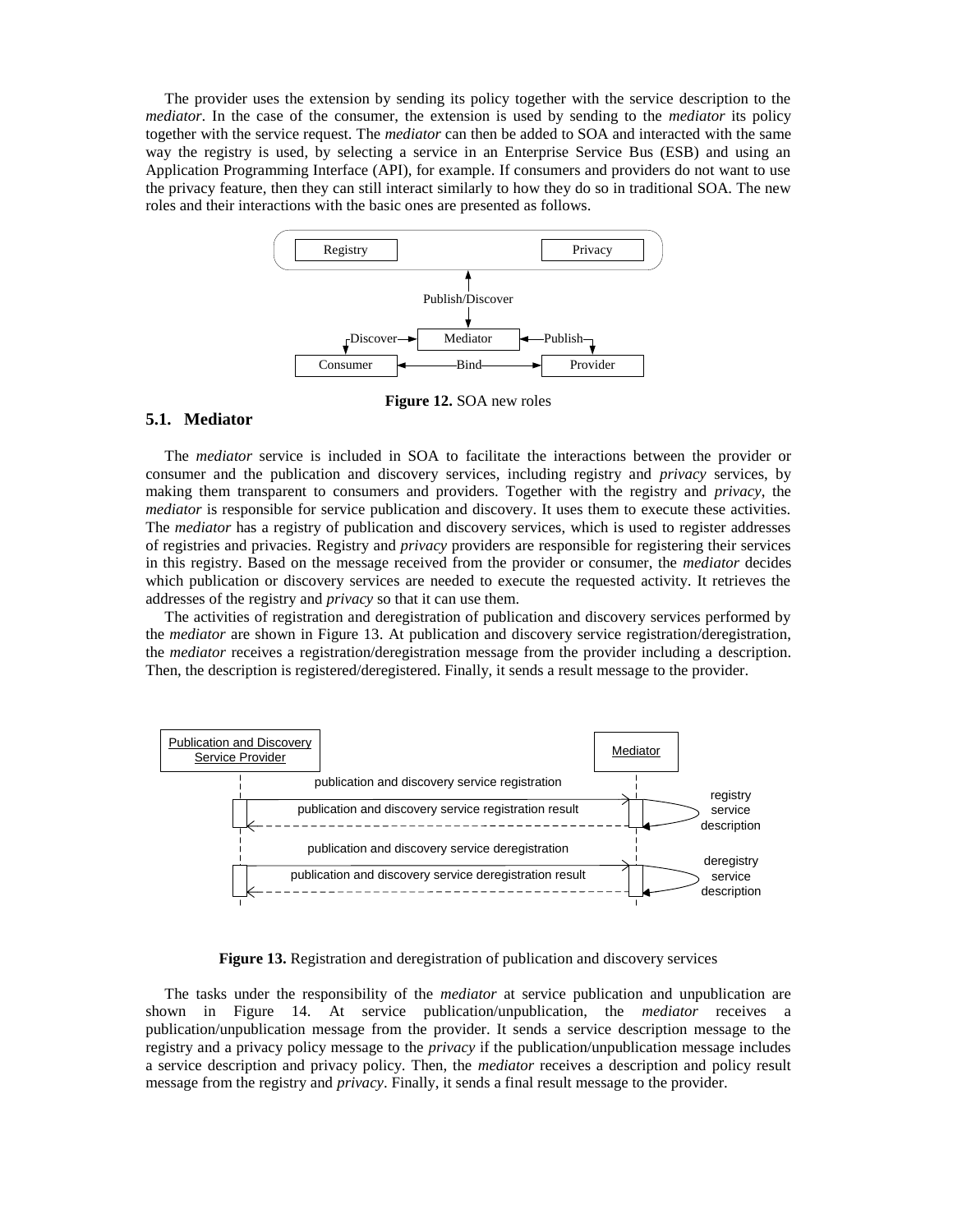The provider uses the extension by sending its policy together with the service description to the *mediator*. In the case of the consumer, the extension is used by sending to the *mediator* its policy together with the service request. The *mediator* can then be added to SOA and interacted with the same way the registry is used, by selecting a service in an Enterprise Service Bus (ESB) and using an Application Programming Interface (API), for example. If consumers and providers do not want to use the privacy feature, then they can still interact similarly to how they do so in traditional SOA. The new roles and their interactions with the basic ones are presented as follows.

**Figure 12.** SOA new roles

### 5.1. Mediator

The *mediator* service is included in SOA to facilitate the interactions between the provider or consumer and the publication and discovery services, including registry and *privacy* services, by making them transparent to consumers and providers. Together with the registry and *privacy*, the *mediator* is responsible for service publication and discovery. It uses them to execute these activities. The *mediator* has a registry of publication and discovery services, which is used to register addresses of registries and privacies. Registry and *privacy* providers are responsible for registering their services in this registry. Based on the message received from the provider or consumer, the *mediator* decides which publication or discovery services are needed to execute the requested activity. It retrieves the addresses of the registry and *privacy* so that it can use them.

The activities of registration and deregistration of publication and discovery services performed by the *mediator* are shown in Figure 13. At publication and discovery service registration/deregistration, the *mediator* receives a registration/deregistration message from the provider including a description. Then, the description is registered/deregistered. Finally, it sends a result message to the provider.

**Figure 13.** Registration and deregistration of publication and discovery services

The tasks under the responsibility of the *mediator* at service publication and unpublication are shown in Figure 14. At service publication/unpublication, the *mediator* receives a publication/unpublication message from the provider. It sends a service description message to the registry and a privacy policy message to the *privacy* if the publication/unpublication message includes a service description and privacy policy. Then, the *mediator* receives a description and policy result message from the registry and *privacy*. Finally, it sends a final result message to the provider.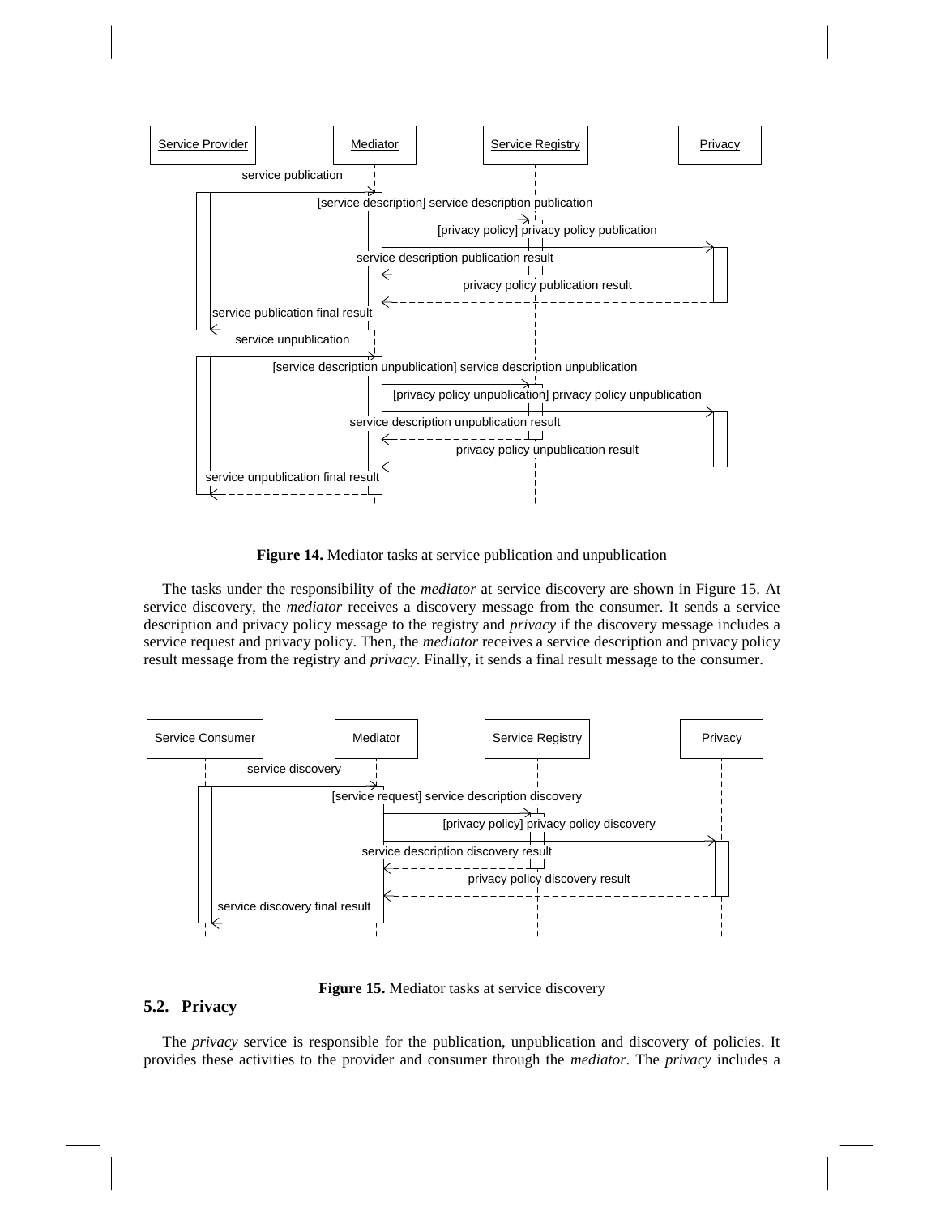Figure 14. Mediator tasks at service publication and unpublication

The tasks under the responsibility of the *mediator* at service discovery are shown in Figure 15. At service discovery, the *mediator* receives a discovery message from the consumer. It sends a service description and privacy policy message to the registry and *privacy* if the discovery message includes a service request and privacy policy. Then, the *mediator* receives a service description and privacy policy result message from the registry and *privacy*. Finally, it sends a final result message to the consumer.

Figure 15. Mediator tasks at service discovery

## 5.2. Privacy

The *privacy* service is responsible for the publication, unpublication and discovery of policies. It provides these activities to the provider and consumer through the *mediator*. The *privacy* includes a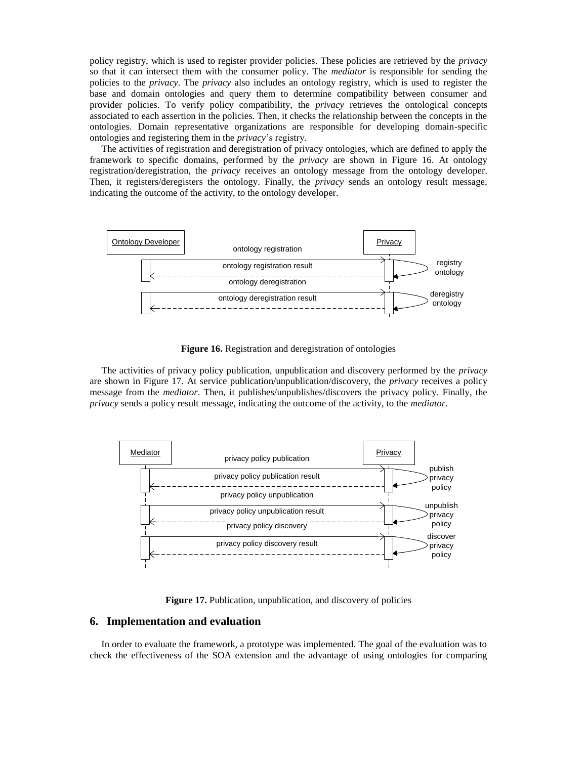policy registry, which is used to register provider policies. These policies are retrieved by the *privacy* so that it can intersect them with the consumer policy. The *mediator* is responsible for sending the policies to the *privacy*. The *privacy* also includes an ontology registry, which is used to register the base and domain ontologies and query them to determine compatibility between consumer and provider policies. To verify policy compatibility, the *privacy* retrieves the ontological concepts associated to each assertion in the policies. Then, it checks the relationship between the concepts in the ontologies. Domain representative organizations are responsible for developing domain-specific ontologies and registering them in the *privacy*'s registry.

The activities of registration and deregistration of privacy ontologies, which are defined to apply the framework to specific domains, performed by the *privacy* are shown in Figure 16. At ontology registration/deregistration, the *privacy* receives an ontology message from the ontology developer. Then, it registers/deregisters the ontology. Finally, the *privacy* sends an ontology result message, indicating the outcome of the activity, to the ontology developer.

**Figure 16.** Registration and deregistration of ontologies

The activities of privacy policy publication, unpublication and discovery performed by the *privacy* are shown in Figure 17. At service publication/unpublication/discovery, the *privacy* receives a policy message from the *mediator*. Then, it publishes/unpublishes/discovers the privacy policy. Finally, the *privacy* sends a policy result message, indicating the outcome of the activity, to the *mediator*.

**Figure 17.** Publication, unpublication, and discovery of policies

## 6. Implementation and evaluation

In order to evaluate the framework, a prototype was implemented. The goal of the evaluation was to check the effectiveness of the SOA extension and the advantage of using ontologies for comparing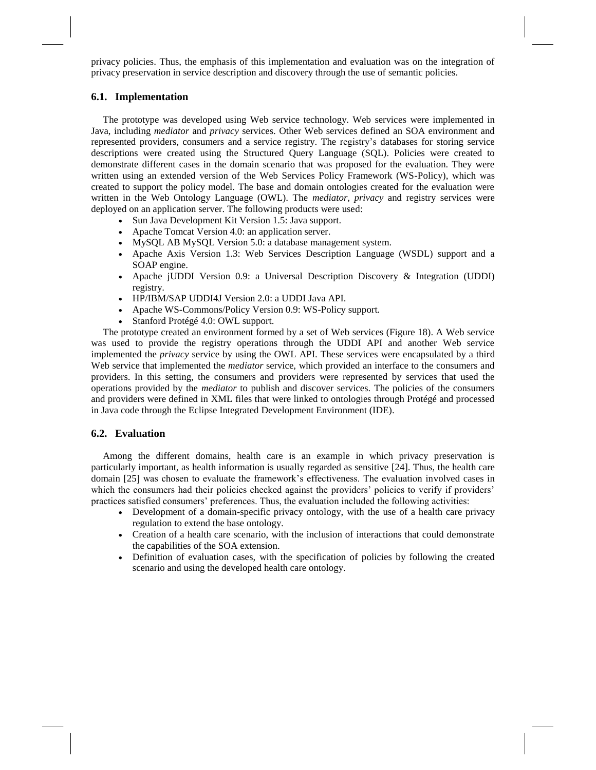privacy policies. Thus, the emphasis of this implementation and evaluation was on the integration of privacy preservation in service description and discovery through the use of semantic policies.

### 6.1. Implementation

The prototype was developed using Web service technology. Web services were implemented in Java, including *mediator* and *privacy* services. Other Web services defined an SOA environment and represented providers, consumers and a service registry. The registry's databases for storing service descriptions were created using the Structured Query Language (SQL). Policies were created to demonstrate different cases in the domain scenario that was proposed for the evaluation. They were written using an extended version of the Web Services Policy Framework (WS-Policy), which was created to support the policy model. The base and domain ontologies created for the evaluation were written in the Web Ontology Language (OWL). The *mediator*, *privacy* and registry services were deployed on an application server. The following products were used:

- Sun Java Development Kit Version 1.5: Java support.
- Apache Tomcat Version 4.0: an application server.
- MySQL AB MySQL Version 5.0: a database management system.
- Apache Axis Version 1.3: Web Services Description Language (WSDL) support and a SOAP engine.
- Apache jUDDI Version 0.9: a Universal Description Discovery & Integration (UDDI) registry.
- HP/IBM/SAP UDDI4J Version 2.0: a UDDI Java API.
- Apache WS-Commons/Policy Version 0.9: WS-Policy support.
- Stanford Protégé 4.0: OWL support.

The prototype created an environment formed by a set of Web services (Figure 18). A Web service was used to provide the registry operations through the UDDI API and another Web service implemented the *privacy* service by using the OWL API. These services were encapsulated by a third Web service that implemented the *mediator* service, which provided an interface to the consumers and providers. In this setting, the consumers and providers were represented by services that used the operations provided by the *mediator* to publish and discover services. The policies of the consumers and providers were defined in XML files that were linked to ontologies through Protégé and processed in Java code through the Eclipse Integrated Development Environment (IDE).

### 6.2. Evaluation

Among the different domains, health care is an example in which privacy preservation is particularly important, as health information is usually regarded as sensitive [24]. Thus, the health care domain [25] was chosen to evaluate the framework's effectiveness. The evaluation involved cases in which the consumers had their policies checked against the providers' policies to verify if providers' practices satisfied consumers' preferences. Thus, the evaluation included the following activities:

- Development of a domain-specific privacy ontology, with the use of a health care privacy regulation to extend the base ontology.
- Creation of a health care scenario, with the inclusion of interactions that could demonstrate the capabilities of the SOA extension.
- Definition of evaluation cases, with the specification of policies by following the created scenario and using the developed health care ontology.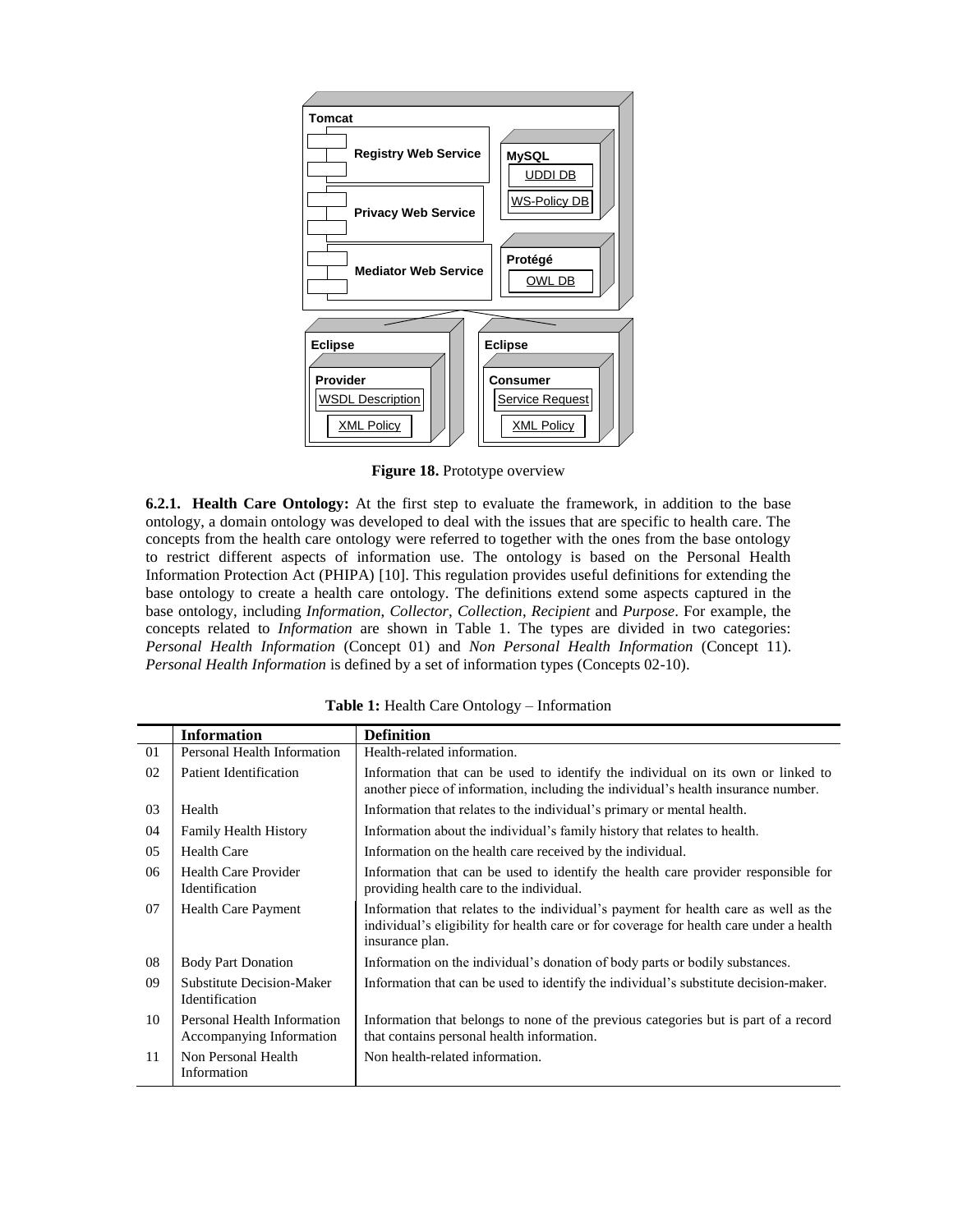**Figure 18.** Prototype overview

**6.2.1. Health Care Ontology:** At the first step to evaluate the framework, in addition to the base ontology, a domain ontology was developed to deal with the issues that are specific to health care. The concepts from the health care ontology were referred to together with the ones from the base ontology to restrict different aspects of information use. The ontology is based on the Personal Health Information Protection Act (PHIPA) [10]. This regulation provides useful definitions for extending the base ontology to create a health care ontology. The definitions extend some aspects captured in the base ontology, including *Information*, *Collector*, *Collection*, *Recipient* and *Purpose*. For example, the concepts related to *Information* are shown in Table 1. The types are divided in two categories: *Personal Health Information* (Concept 01) and *Non Personal Health Information* (Concept 11). *Personal Health Information* is defined by a set of information types (Concepts 02-10).

**Table 1:** Health Care Ontology – Information

| | Information | Definition |
|---|---|---|
| 01 | Personal Health Information | Health-related information. |
| 02 | Patient Identification | Information that can be used to identify the individual on its own or linked to another piece of information, including the individual's health insurance number. |
| 03 | Health | Information that relates to the individual's primary or mental health. |
| 04 | Family Health History | Information about the individual's family history that relates to health. |
| 05 | Health Care | Information on the health care received by the individual. |
| 06 | Health Care Provider Identification | Information that can be used to identify the health care provider responsible for providing health care to the individual. |
| 07 | Health Care Payment | Information that relates to the individual's payment for health care as well as the individual's eligibility for health care or for coverage for health care under a health insurance plan. |
| 08 | Body Part Donation | Information on the individual's donation of body parts or bodily substances. |
| 09 | Substitute Decision-Maker Identification | Information that can be used to identify the individual's substitute decision-maker. |
| 10 | Personal Health Information Accompanying Information | Information that belongs to none of the previous categories but is part of a record that contains personal health information. |
| 11 | Non Personal Health Information | Non health-related information. |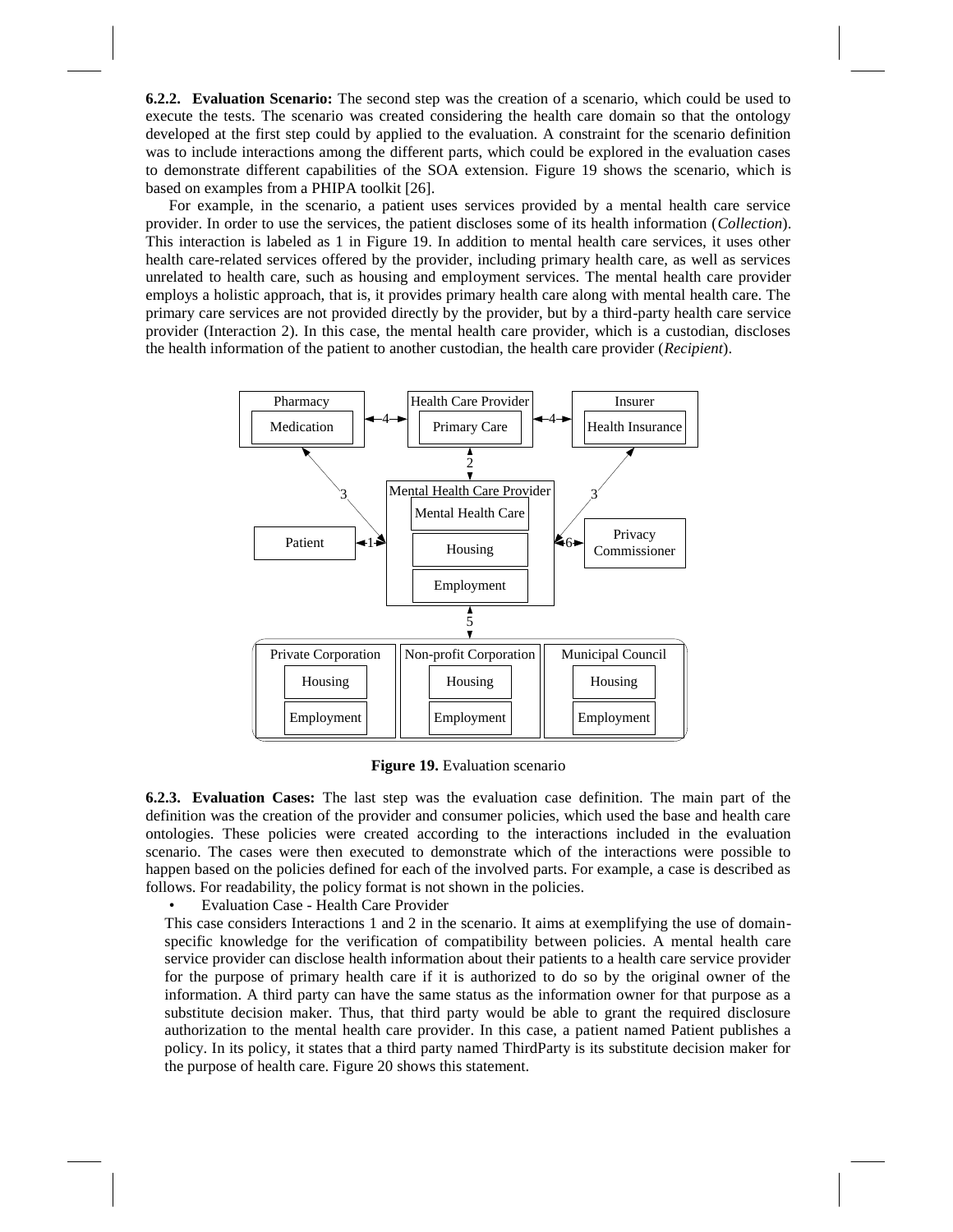**6.2.2. Evaluation Scenario:** The second step was the creation of a scenario, which could be used to execute the tests. The scenario was created considering the health care domain so that the ontology developed at the first step could by applied to the evaluation. A constraint for the scenario definition was to include interactions among the different parts, which could be explored in the evaluation cases to demonstrate different capabilities of the SOA extension. Figure 19 shows the scenario, which is based on examples from a PHIPA toolkit [26].

For example, in the scenario, a patient uses services provided by a mental health care service provider. In order to use the services, the patient discloses some of its health information (*Collection*). This interaction is labeled as 1 in Figure 19. In addition to mental health care services, it uses other health care-related services offered by the provider, including primary health care, as well as services unrelated to health care, such as housing and employment services. The mental health care provider employs a holistic approach, that is, it provides primary health care along with mental health care. The primary care services are not provided directly by the provider, but by a third-party health care service provider (Interaction 2). In this case, the mental health care provider, which is a custodian, discloses the health information of the patient to another custodian, the health care provider (*Recipient*).

**Figure 19.** Evaluation scenario

**6.2.3. Evaluation Cases:** The last step was the evaluation case definition. The main part of the definition was the creation of the provider and consumer policies, which used the base and health care ontologies. These policies were created according to the interactions included in the evaluation scenario. The cases were then executed to demonstrate which of the interactions were possible to happen based on the policies defined for each of the involved parts. For example, a case is described as follows. For readability, the policy format is not shown in the policies.

- Evaluation Case - Health Care Provider

This case considers Interactions 1 and 2 in the scenario. It aims at exemplifying the use of domain-specific knowledge for the verification of compatibility between policies. A mental health care service provider can disclose health information about their patients to a health care service provider for the purpose of primary health care if it is authorized to do so by the original owner of the information. A third party can have the same status as the information owner for that purpose as a substitute decision maker. Thus, that third party would be able to grant the required disclosure authorization to the mental health care provider. In this case, a patient named Patient publishes a policy. In its policy, it states that a third party named ThirdParty is its substitute decision maker for the purpose of health care. Figure 20 shows this statement.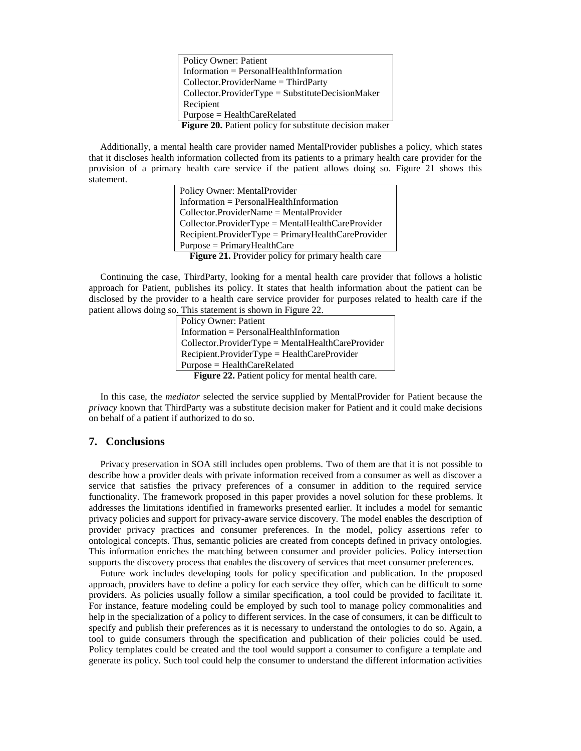```
Policy Owner: Patient
Information = PersonalHealthInformation
Collector.ProviderName = ThirdParty
Collector.ProviderType = SubstituteDecisionMaker
Recipient
Purpose = HealthCareRelated
```

**Figure 20.** Patient policy for substitute decision maker

Additionally, a mental health care provider named MentalProvider publishes a policy, which states that it discloses health information collected from its patients to a primary health care provider for the provision of a primary health care service if the patient allows doing so. Figure 21 shows this statement.

```
Policy Owner: MentalProvider
Information = PersonalHealthInformation
Collector.ProviderName = MentalProvider
Collector.ProviderType = MentalHealthCareProvider
Recipient.ProviderType = PrimaryHealthCareProvider
Purpose = PrimaryHealthCare
```

**Figure 21.** Provider policy for primary health care

Continuing the case, ThirdParty, looking for a mental health care provider that follows a holistic approach for Patient, publishes its policy. It states that health information about the patient can be disclosed by the provider to a health care service provider for purposes related to health care if the patient allows doing so. This statement is shown in Figure 22.

```
Policy Owner: Patient
Information = PersonalHealthInformation
Collector.ProviderType = MentalHealthCareProvider
Recipient.ProviderType = HealthCareProvider
Purpose = HealthCareRelated
```

**Figure 22.** Patient policy for mental health care.

In this case, the *mediator* selected the service supplied by MentalProvider for Patient because the *privacy* known that ThirdParty was a substitute decision maker for Patient and it could make decisions on behalf of a patient if authorized to do so.

## 7. Conclusions

Privacy preservation in SOA still includes open problems. Two of them are that it is not possible to describe how a provider deals with private information received from a consumer as well as discover a service that satisfies the privacy preferences of a consumer in addition to the required service functionality. The framework proposed in this paper provides a novel solution for these problems. It addresses the limitations identified in frameworks presented earlier. It includes a model for semantic privacy policies and support for privacy-aware service discovery. The model enables the description of provider privacy practices and consumer preferences. In the model, policy assertions refer to ontological concepts. Thus, semantic policies are created from concepts defined in privacy ontologies. This information enriches the matching between consumer and provider policies. Policy intersection supports the discovery process that enables the discovery of services that meet consumer preferences.

Future work includes developing tools for policy specification and publication. In the proposed approach, providers have to define a policy for each service they offer, which can be difficult to some providers. As policies usually follow a similar specification, a tool could be provided to facilitate it. For instance, feature modeling could be employed by such tool to manage policy commonalities and help in the specialization of a policy to different services. In the case of consumers, it can be difficult to specify and publish their preferences as it is necessary to understand the ontologies to do so. Again, a tool to guide consumers through the specification and publication of their policies could be used. Policy templates could be created and the tool would support a consumer to configure a template and generate its policy. Such tool could help the consumer to understand the different information activities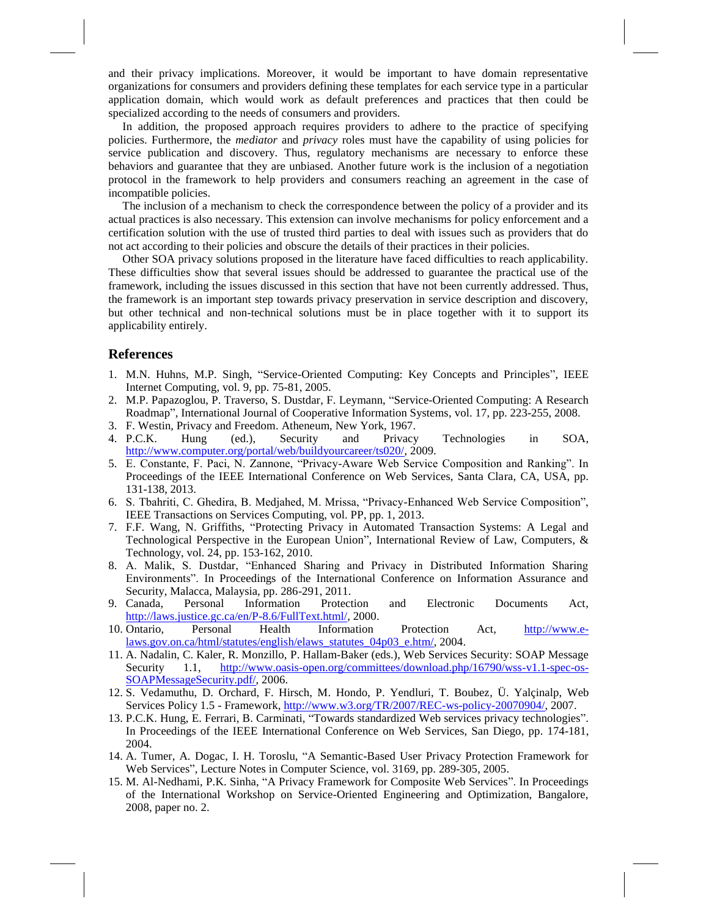and their privacy implications. Moreover, it would be important to have domain representative organizations for consumers and providers defining these templates for each service type in a particular application domain, which would work as default preferences and practices that then could be specialized according to the needs of consumers and providers.

In addition, the proposed approach requires providers to adhere to the practice of specifying policies. Furthermore, the *mediator* and *privacy* roles must have the capability of using policies for service publication and discovery. Thus, regulatory mechanisms are necessary to enforce these behaviors and guarantee that they are unbiased. Another future work is the inclusion of a negotiation protocol in the framework to help providers and consumers reaching an agreement in the case of incompatible policies.

The inclusion of a mechanism to check the correspondence between the policy of a provider and its actual practices is also necessary. This extension can involve mechanisms for policy enforcement and a certification solution with the use of trusted third parties to deal with issues such as providers that do not act according to their policies and obscure the details of their practices in their policies.

Other SOA privacy solutions proposed in the literature have faced difficulties to reach applicability. These difficulties show that several issues should be addressed to guarantee the practical use of the framework, including the issues discussed in this section that have not been currently addressed. Thus, the framework is an important step towards privacy preservation in service description and discovery, but other technical and non-technical solutions must be in place together with it to support its applicability entirely.

## References

1. M.N. Huhns, M.P. Singh, "Service-Oriented Computing: Key Concepts and Principles", IEEE Internet Computing, vol. 9, pp. 75-81, 2005.
2. M.P. Papazoglou, P. Traverso, S. Dustdar, F. Leymann, "Service-Oriented Computing: A Research Roadmap", International Journal of Cooperative Information Systems, vol. 17, pp. 223-255, 2008.
3. F. Westin, Privacy and Freedom. Atheneum, New York, 1967.
4. P.C.K. Hung (ed.), Security and Privacy Technologies in SOA, http://www.computer.org/portal/web/buildyourcareer/ts020/, 2009.
5. E. Constante, F. Paci, N. Zannone, "Privacy-Aware Web Service Composition and Ranking". In Proceedings of the IEEE International Conference on Web Services, Santa Clara, CA, USA, pp. 131-138, 2013.
6. S. Tbahriti, C. Ghedira, B. Medjahed, M. Mrissa, "Privacy-Enhanced Web Service Composition", IEEE Transactions on Services Computing, vol. PP, pp. 1, 2013.
7. F.F. Wang, N. Griffiths, "Protecting Privacy in Automated Transaction Systems: A Legal and Technological Perspective in the European Union", International Review of Law, Computers, & Technology, vol. 24, pp. 153-162, 2010.
8. A. Malik, S. Dustdar, "Enhanced Sharing and Privacy in Distributed Information Sharing Environments". In Proceedings of the International Conference on Information Assurance and Security, Malacca, Malaysia, pp. 286-291, 2011.
9. Canada, Personal Information Protection and Electronic Documents Act, http://laws.justice.gc.ca/en/P-8.6/FullText.html/, 2000.
10. Ontario, Personal Health Information Protection Act, http://www.e-laws.gov.on.ca/html/statutes/english/elaws_statutes_04p03_e.htm/, 2004.
11. A. Nadalin, C. Kaler, R. Monzillo, P. Hallam-Baker (eds.), Web Services Security: SOAP Message Security 1.1, http://www.oasis-open.org/committees/download.php/16790/wss-v1.1-spec-os-SOAPMessageSecurity.pdf/, 2006.
12. S. Vedamuthu, D. Orchard, F. Hirsch, M. Hondo, P. Yendluri, T. Boubez, Ü. Yalçinalp, Web Services Policy 1.5 - Framework, http://www.w3.org/TR/2007/REC-ws-policy-20070904/, 2007.
13. P.C.K. Hung, E. Ferrari, B. Carminati, "Towards standardized Web services privacy technologies". In Proceedings of the IEEE International Conference on Web Services, San Diego, pp. 174-181, 2004.
14. A. Tumer, A. Dogac, I. H. Toroslu, "A Semantic-Based User Privacy Protection Framework for Web Services", Lecture Notes in Computer Science, vol. 3169, pp. 289-305, 2005.
15. M. Al-Nedhami, P.K. Sinha, "A Privacy Framework for Composite Web Services". In Proceedings of the International Workshop on Service-Oriented Engineering and Optimization, Bangalore, 2008, paper no. 2.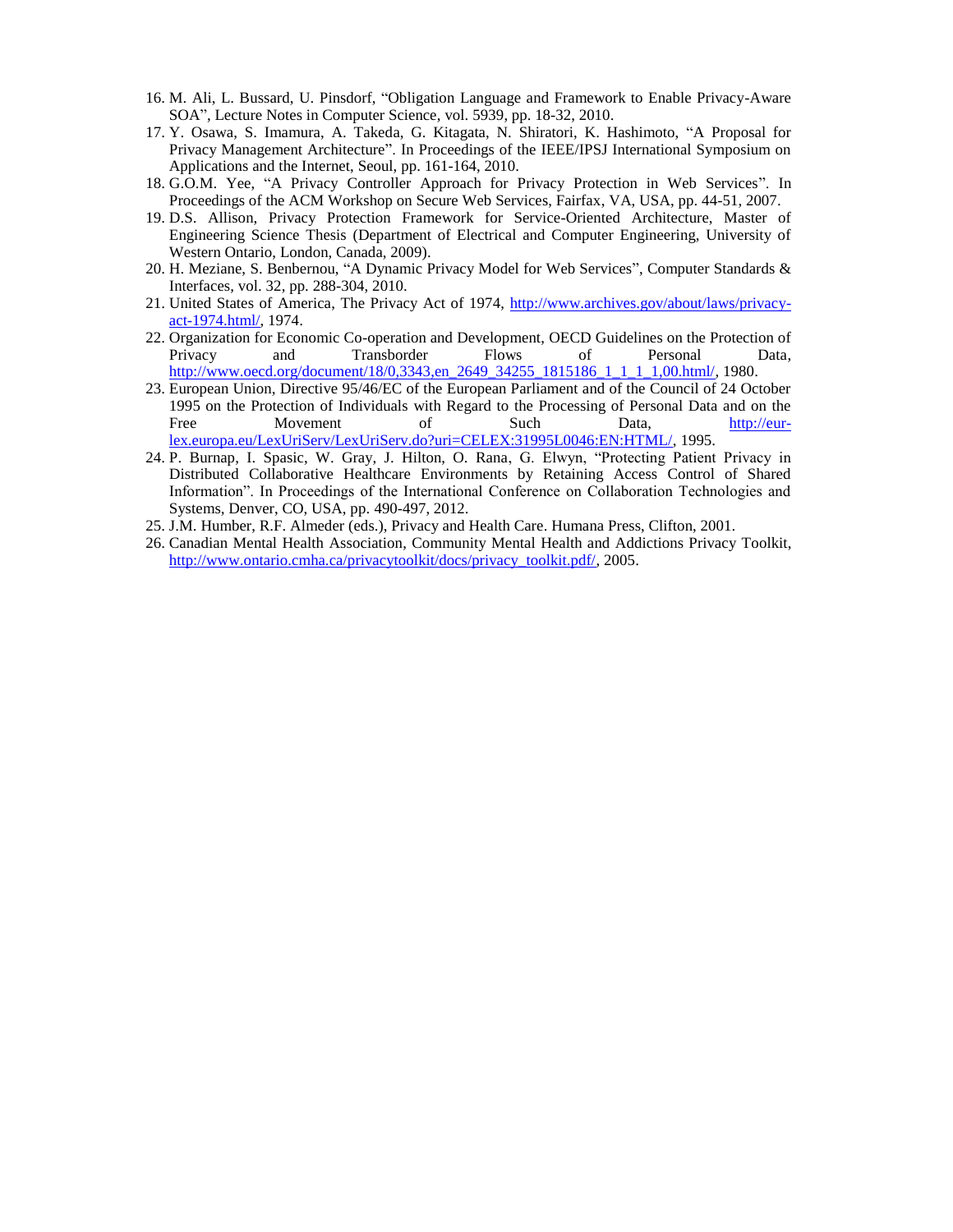16. M. Ali, L. Bussard, U. Pinsdorf, "Obligation Language and Framework to Enable Privacy-Aware SOA", Lecture Notes in Computer Science, vol. 5939, pp. 18-32, 2010.
17. Y. Osawa, S. Imamura, A. Takeda, G. Kitagata, N. Shiratori, K. Hashimoto, "A Proposal for Privacy Management Architecture". In Proceedings of the IEEE/IPSJ International Symposium on Applications and the Internet, Seoul, pp. 161-164, 2010.
18. G.O.M. Yee, "A Privacy Controller Approach for Privacy Protection in Web Services". In Proceedings of the ACM Workshop on Secure Web Services, Fairfax, VA, USA, pp. 44-51, 2007.
19. D.S. Allison, Privacy Protection Framework for Service-Oriented Architecture, Master of Engineering Science Thesis (Department of Electrical and Computer Engineering, University of Western Ontario, London, Canada, 2009).
20. H. Meziane, S. Benbernou, "A Dynamic Privacy Model for Web Services", Computer Standards & Interfaces, vol. 32, pp. 288-304, 2010.
21. United States of America, The Privacy Act of 1974, http://www.archives.gov/about/laws/privacy-act-1974.html/, 1974.
22. Organization for Economic Co-operation and Development, OECD Guidelines on the Protection of Privacy and Transborder Flows of Personal Data, http://www.oecd.org/document/18/0,3343,en_2649_34255_1815186_1_1_1_1,00.html/, 1980.
23. European Union, Directive 95/46/EC of the European Parliament and of the Council of 24 October 1995 on the Protection of Individuals with Regard to the Processing of Personal Data and on the Free Movement of Such Data, http://eur-lex.europa.eu/LexUriServ/LexUriServ.do?uri=CELEX:31995L0046:EN:HTML/, 1995.
24. P. Burnap, I. Spasic, W. Gray, J. Hilton, O. Rana, G. Elwyn, "Protecting Patient Privacy in Distributed Collaborative Healthcare Environments by Retaining Access Control of Shared Information". In Proceedings of the International Conference on Collaboration Technologies and Systems, Denver, CO, USA, pp. 490-497, 2012.
25. J.M. Humber, R.F. Almeder (eds.), Privacy and Health Care. Humana Press, Clifton, 2001.
26. Canadian Mental Health Association, Community Mental Health and Addictions Privacy Toolkit, http://www.ontario.cmha.ca/privacytoolkit/docs/privacy_toolkit.pdf/, 2005.